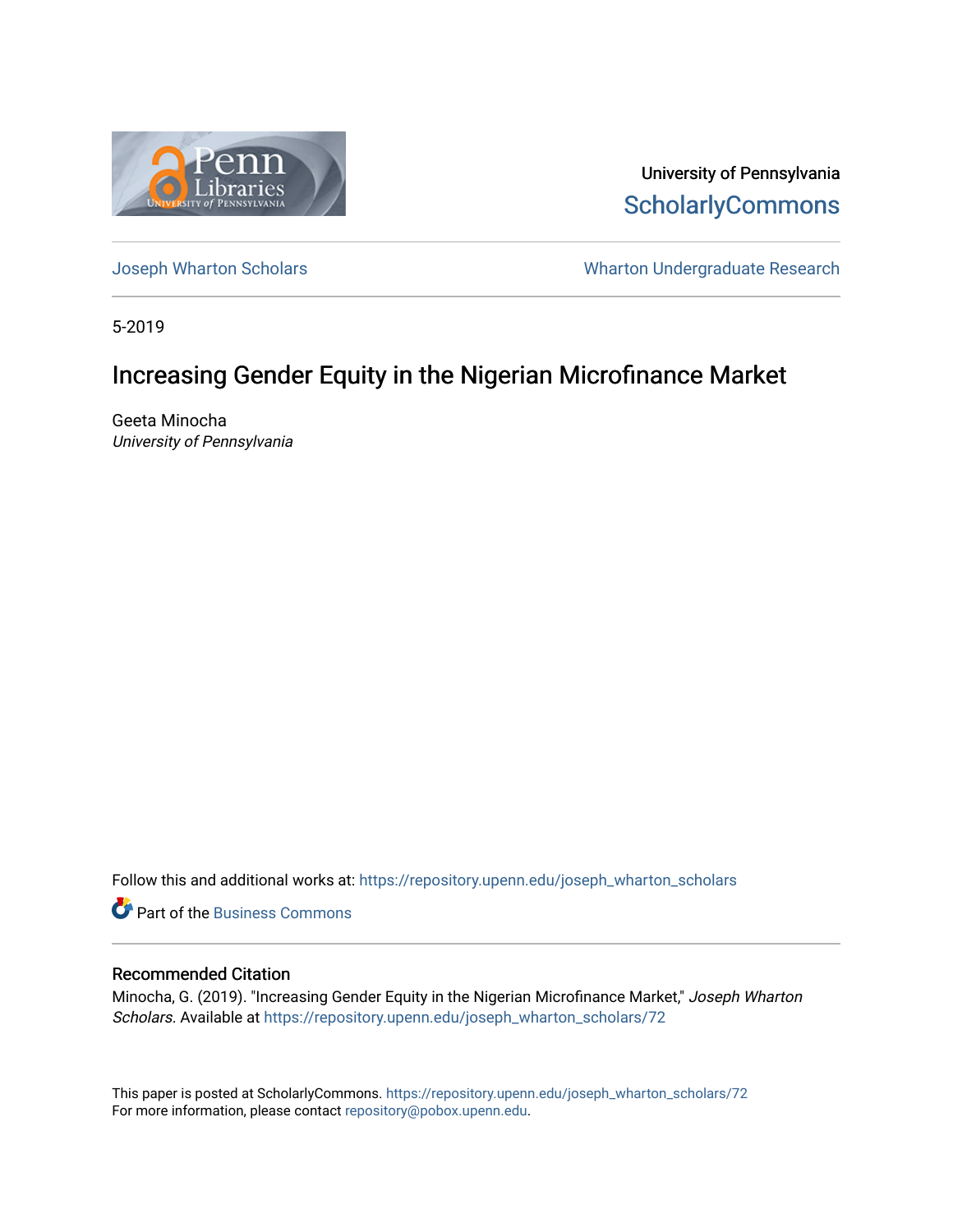University of Pennsylvania
ScholarlyCommons

Joseph Wharton Scholars

Wharton Undergraduate Research

5-2019

# Increasing Gender Equity in the Nigerian Microfinance Market

Geeta Minocha
*University of Pennsylvania*

Follow this and additional works at: https://repository.upenn.edu/joseph_wharton_scholars

Part of the Business Commons

## Recommended Citation

Minocha, G. (2019). "Increasing Gender Equity in the Nigerian Microfinance Market," *Joseph Wharton Scholars.* Available at https://repository.upenn.edu/joseph_wharton_scholars/72

This paper is posted at ScholarlyCommons. https://repository.upenn.edu/joseph_wharton_scholars/72
For more information, please contact repository@pobox.upenn.edu.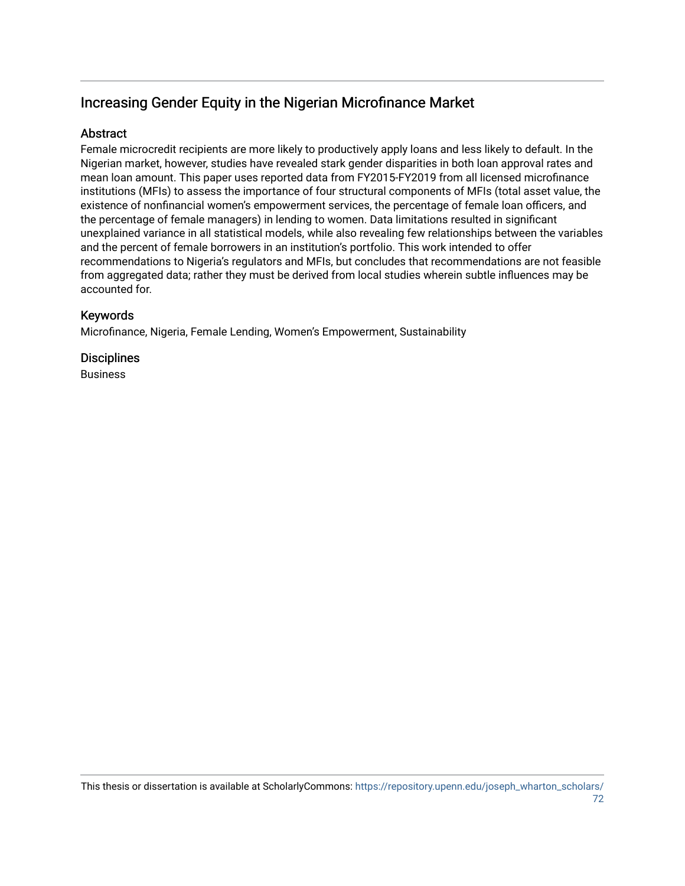## Increasing Gender Equity in the Nigerian Microfinance Market

### Abstract

Female microcredit recipients are more likely to productively apply loans and less likely to default. In the Nigerian market, however, studies have revealed stark gender disparities in both loan approval rates and mean loan amount. This paper uses reported data from FY2015-FY2019 from all licensed microfinance institutions (MFIs) to assess the importance of four structural components of MFIs (total asset value, the existence of nonfinancial women's empowerment services, the percentage of female loan officers, and the percentage of female managers) in lending to women. Data limitations resulted in significant unexplained variance in all statistical models, while also revealing few relationships between the variables and the percent of female borrowers in an institution's portfolio. This work intended to offer recommendations to Nigeria's regulators and MFIs, but concludes that recommendations are not feasible from aggregated data; rather they must be derived from local studies wherein subtle influences may be accounted for.

### Keywords

Microfinance, Nigeria, Female Lending, Women's Empowerment, Sustainability

### Disciplines

Business

This thesis or dissertation is available at ScholarlyCommons: https://repository.upenn.edu/joseph_wharton_scholars/72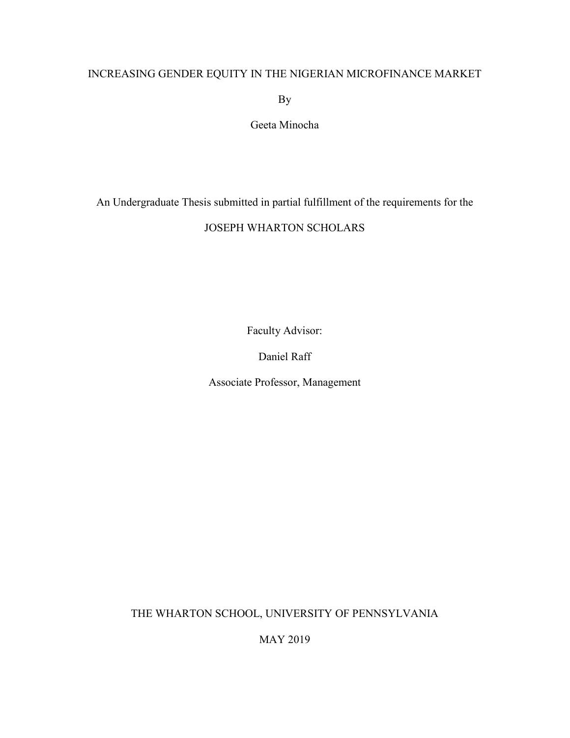# INCREASING GENDER EQUITY IN THE NIGERIAN MICROFINANCE MARKET

By

Geeta Minocha

An Undergraduate Thesis submitted in partial fulfillment of the requirements for the

JOSEPH WHARTON SCHOLARS

Faculty Advisor:

Daniel Raff

Associate Professor, Management

THE WHARTON SCHOOL, UNIVERSITY OF PENNSYLVANIA

MAY 2019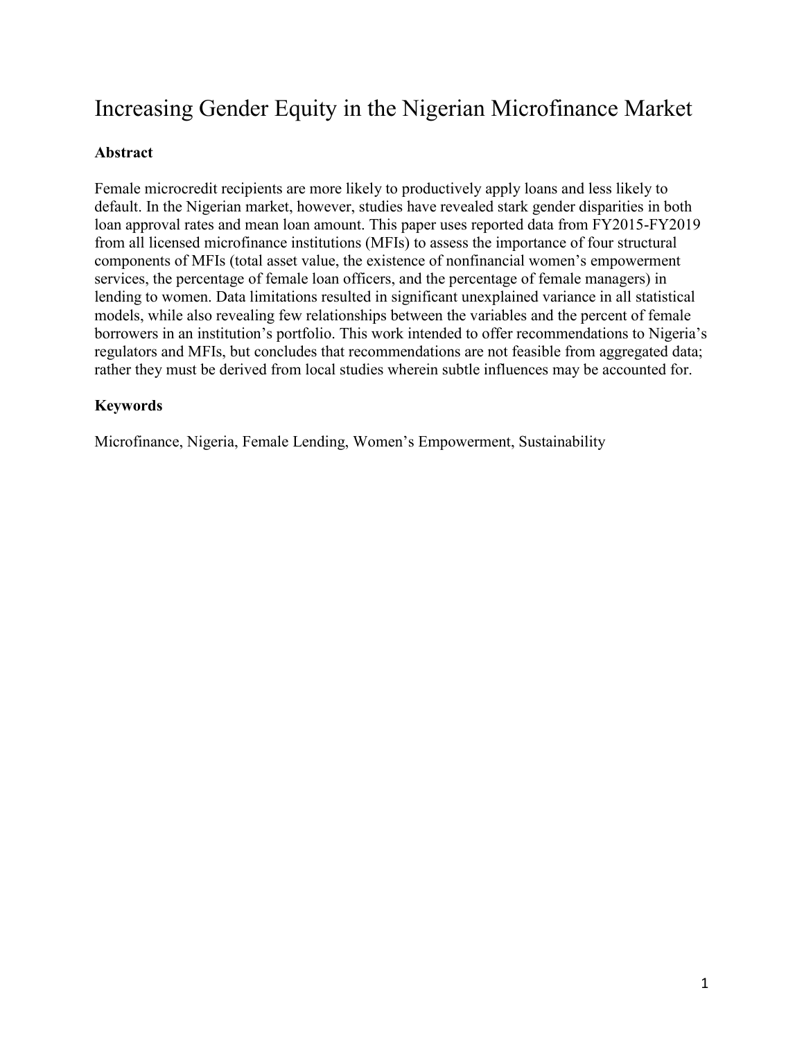# Increasing Gender Equity in the Nigerian Microfinance Market

**Abstract**

Female microcredit recipients are more likely to productively apply loans and less likely to default. In the Nigerian market, however, studies have revealed stark gender disparities in both loan approval rates and mean loan amount. This paper uses reported data from FY2015-FY2019 from all licensed microfinance institutions (MFIs) to assess the importance of four structural components of MFIs (total asset value, the existence of nonfinancial women's empowerment services, the percentage of female loan officers, and the percentage of female managers) in lending to women. Data limitations resulted in significant unexplained variance in all statistical models, while also revealing few relationships between the variables and the percent of female borrowers in an institution's portfolio. This work intended to offer recommendations to Nigeria's regulators and MFIs, but concludes that recommendations are not feasible from aggregated data; rather they must be derived from local studies wherein subtle influences may be accounted for.

**Keywords**

Microfinance, Nigeria, Female Lending, Women's Empowerment, Sustainability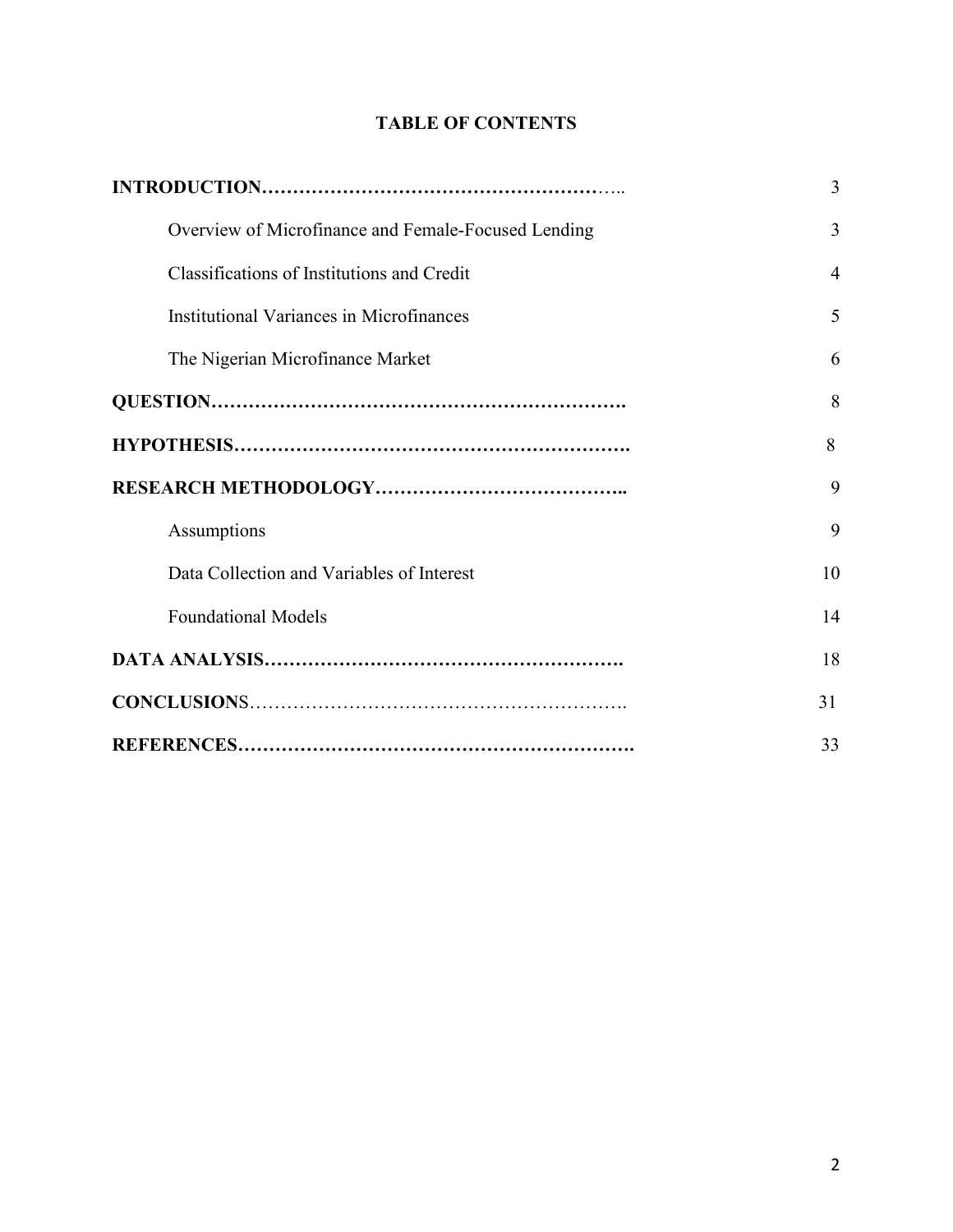# TABLE OF CONTENTS

| | |
|---|---|
| **INTRODUCTION** | 3 |
| Overview of Microfinance and Female-Focused Lending | 3 |
| Classifications of Institutions and Credit | 4 |
| Institutional Variances in Microfinances | 5 |
| The Nigerian Microfinance Market | 6 |
| **QUESTION** | 8 |
| **HYPOTHESIS** | 8 |
| **RESEARCH METHODOLOGY** | 9 |
| Assumptions | 9 |
| Data Collection and Variables of Interest | 10 |
| Foundational Models | 14 |
| **DATA ANALYSIS** | 18 |
| **CONCLUSIONS** | 31 |
| **REFERENCES** | 33 |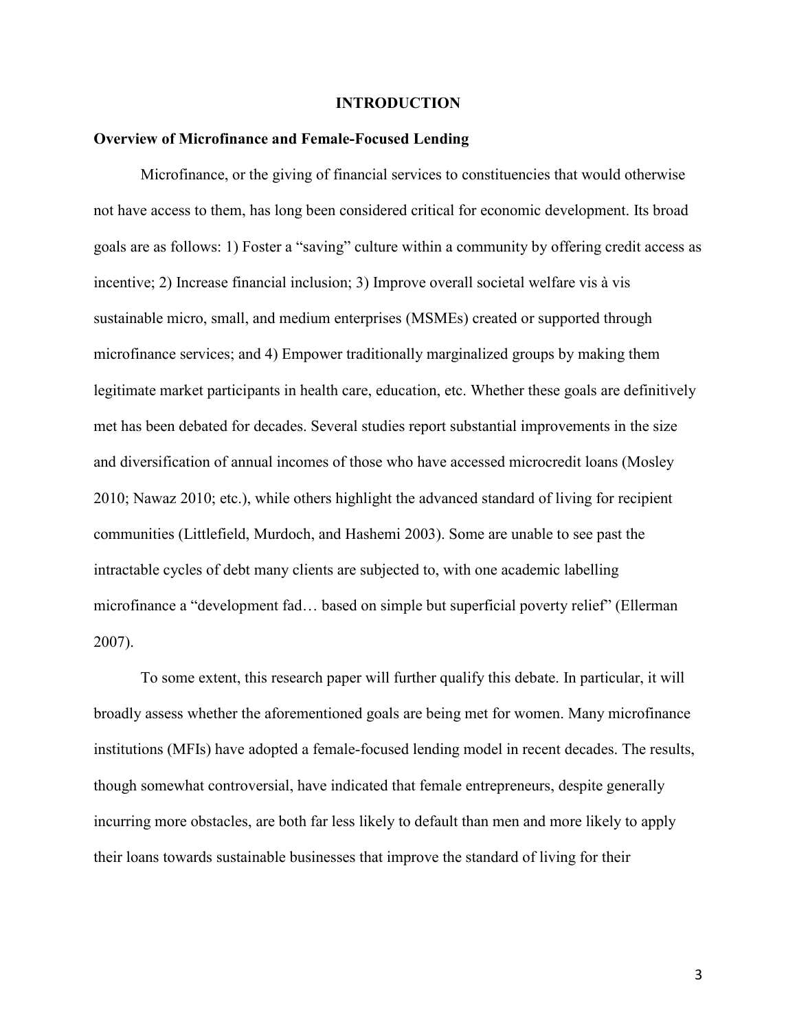# INTRODUCTION

## Overview of Microfinance and Female-Focused Lending

Microfinance, or the giving of financial services to constituencies that would otherwise not have access to them, has long been considered critical for economic development. Its broad goals are as follows: 1) Foster a "saving" culture within a community by offering credit access as incentive; 2) Increase financial inclusion; 3) Improve overall societal welfare vis à vis sustainable micro, small, and medium enterprises (MSMEs) created or supported through microfinance services; and 4) Empower traditionally marginalized groups by making them legitimate market participants in health care, education, etc. Whether these goals are definitively met has been debated for decades. Several studies report substantial improvements in the size and diversification of annual incomes of those who have accessed microcredit loans (Mosley 2010; Nawaz 2010; etc.), while others highlight the advanced standard of living for recipient communities (Littlefield, Murdoch, and Hashemi 2003). Some are unable to see past the intractable cycles of debt many clients are subjected to, with one academic labelling microfinance a "development fad… based on simple but superficial poverty relief" (Ellerman 2007).

To some extent, this research paper will further qualify this debate. In particular, it will broadly assess whether the aforementioned goals are being met for women. Many microfinance institutions (MFIs) have adopted a female-focused lending model in recent decades. The results, though somewhat controversial, have indicated that female entrepreneurs, despite generally incurring more obstacles, are both far less likely to default than men and more likely to apply their loans towards sustainable businesses that improve the standard of living for their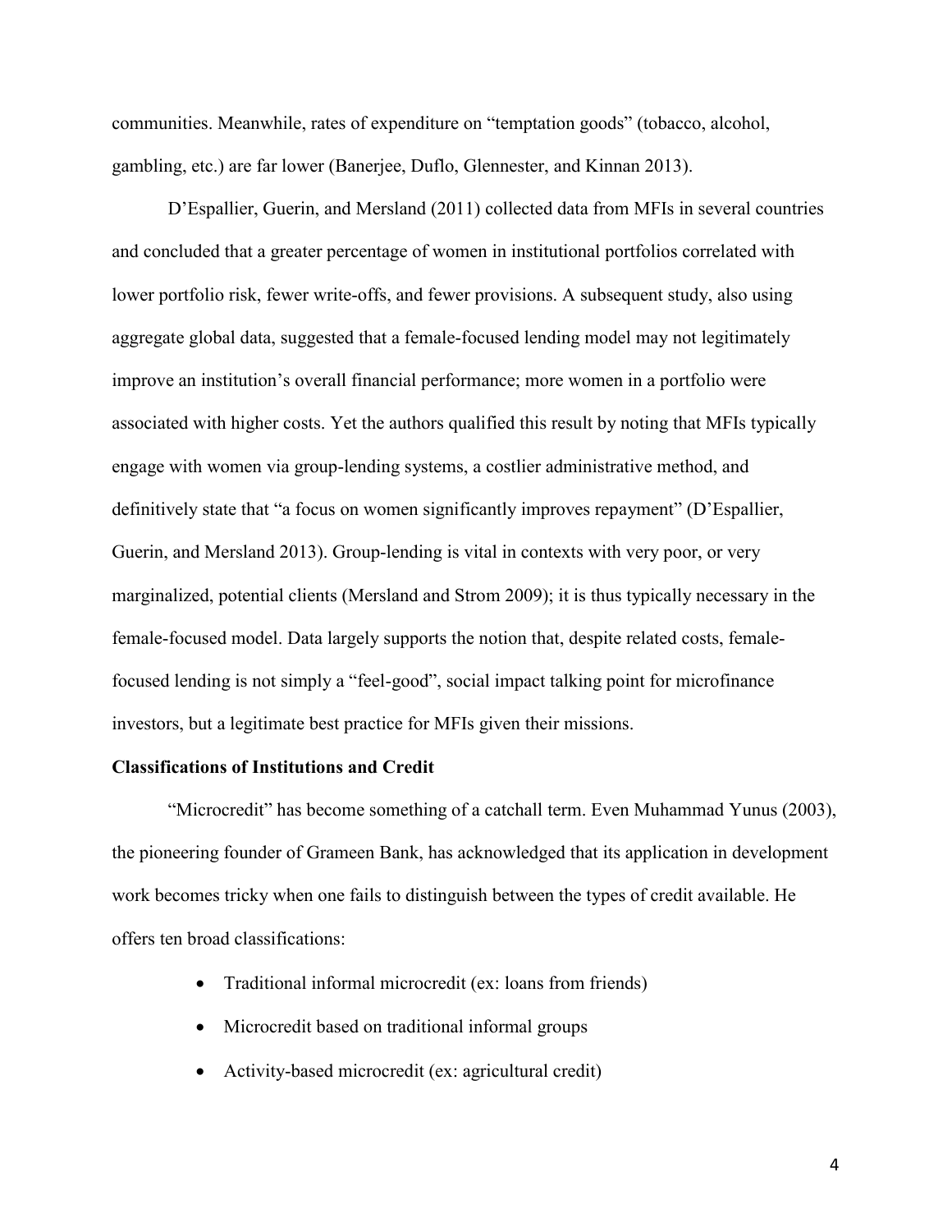communities. Meanwhile, rates of expenditure on "temptation goods" (tobacco, alcohol, gambling, etc.) are far lower (Banerjee, Duflo, Glennester, and Kinnan 2013).

D'Espallier, Guerin, and Mersland (2011) collected data from MFIs in several countries and concluded that a greater percentage of women in institutional portfolios correlated with lower portfolio risk, fewer write-offs, and fewer provisions. A subsequent study, also using aggregate global data, suggested that a female-focused lending model may not legitimately improve an institution's overall financial performance; more women in a portfolio were associated with higher costs. Yet the authors qualified this result by noting that MFIs typically engage with women via group-lending systems, a costlier administrative method, and definitively state that "a focus on women significantly improves repayment" (D'Espallier, Guerin, and Mersland 2013). Group-lending is vital in contexts with very poor, or very marginalized, potential clients (Mersland and Strom 2009); it is thus typically necessary in the female-focused model. Data largely supports the notion that, despite related costs, female-focused lending is not simply a "feel-good", social impact talking point for microfinance investors, but a legitimate best practice for MFIs given their missions.

**Classifications of Institutions and Credit**

"Microcredit" has become something of a catchall term. Even Muhammad Yunus (2003), the pioneering founder of Grameen Bank, has acknowledged that its application in development work becomes tricky when one fails to distinguish between the types of credit available. He offers ten broad classifications:

- Traditional informal microcredit (ex: loans from friends)
- Microcredit based on traditional informal groups
- Activity-based microcredit (ex: agricultural credit)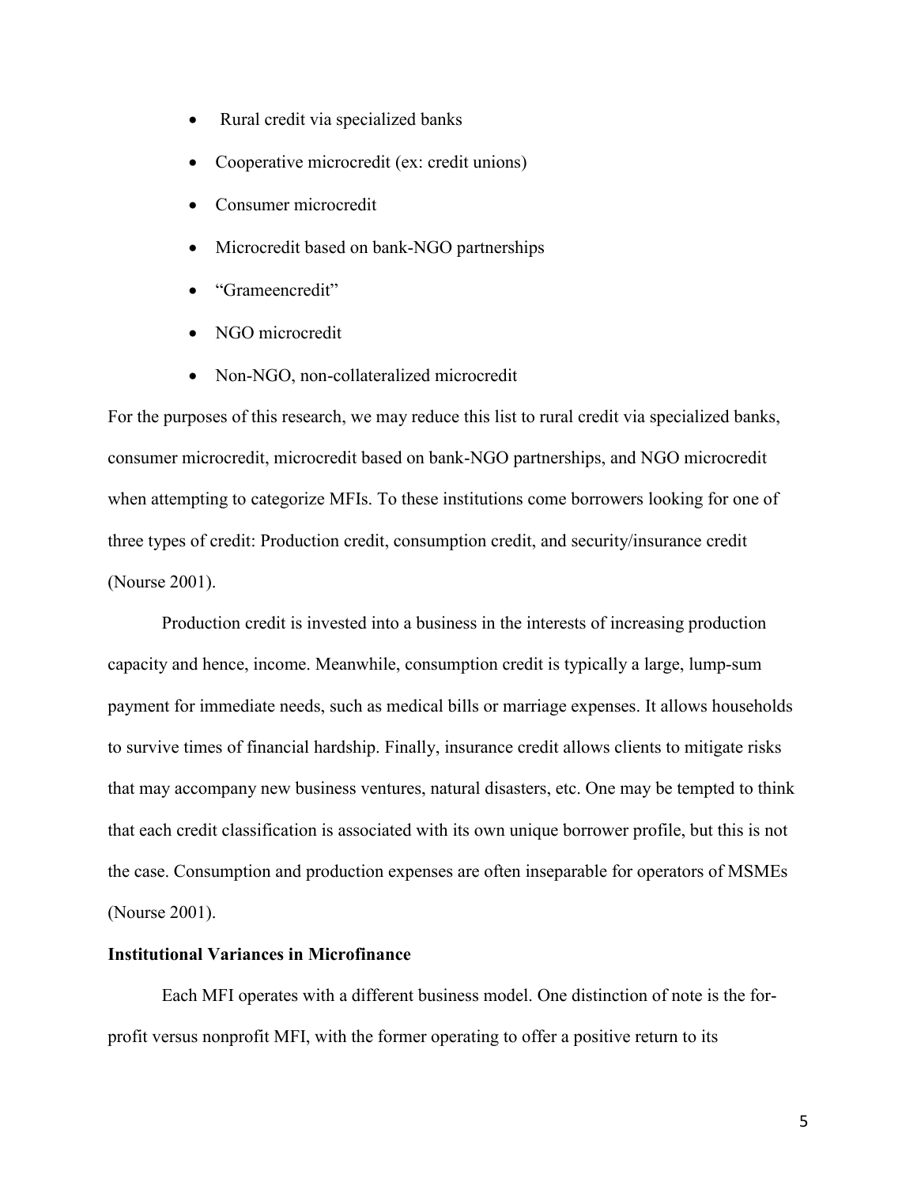- Rural credit via specialized banks
- Cooperative microcredit (ex: credit unions)
- Consumer microcredit
- Microcredit based on bank-NGO partnerships
- "Grameencredit"
- NGO microcredit
- Non-NGO, non-collateralized microcredit

For the purposes of this research, we may reduce this list to rural credit via specialized banks, consumer microcredit, microcredit based on bank-NGO partnerships, and NGO microcredit when attempting to categorize MFIs. To these institutions come borrowers looking for one of three types of credit: Production credit, consumption credit, and security/insurance credit (Nourse 2001).

Production credit is invested into a business in the interests of increasing production capacity and hence, income. Meanwhile, consumption credit is typically a large, lump-sum payment for immediate needs, such as medical bills or marriage expenses. It allows households to survive times of financial hardship. Finally, insurance credit allows clients to mitigate risks that may accompany new business ventures, natural disasters, etc. One may be tempted to think that each credit classification is associated with its own unique borrower profile, but this is not the case. Consumption and production expenses are often inseparable for operators of MSMEs (Nourse 2001).

**Institutional Variances in Microfinance**

Each MFI operates with a different business model. One distinction of note is the for-profit versus nonprofit MFI, with the former operating to offer a positive return to its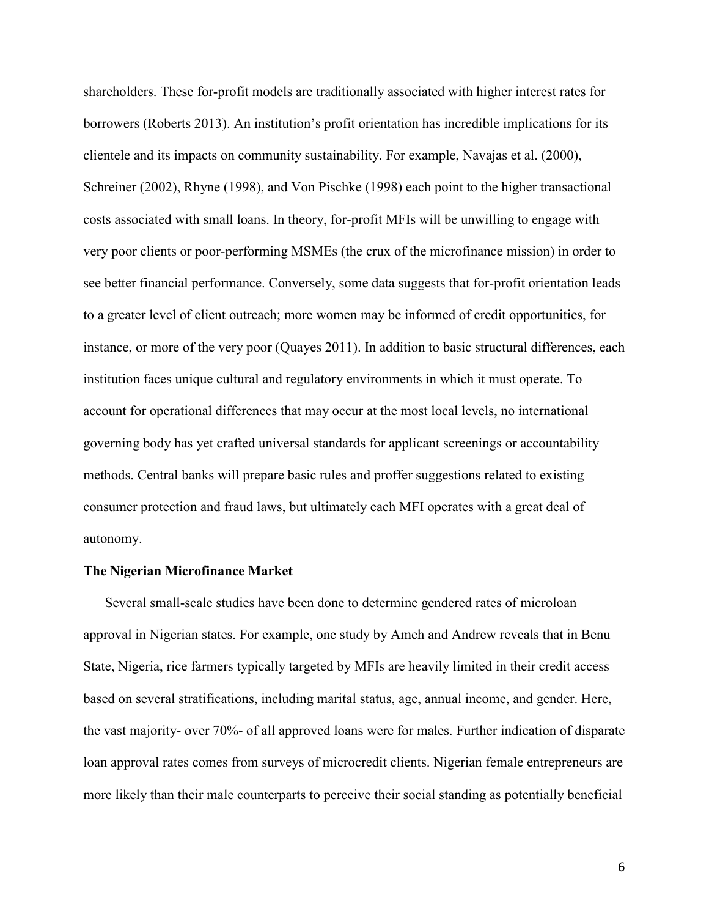shareholders. These for-profit models are traditionally associated with higher interest rates for borrowers (Roberts 2013). An institution's profit orientation has incredible implications for its clientele and its impacts on community sustainability. For example, Navajas et al. (2000), Schreiner (2002), Rhyne (1998), and Von Pischke (1998) each point to the higher transactional costs associated with small loans. In theory, for-profit MFIs will be unwilling to engage with very poor clients or poor-performing MSMEs (the crux of the microfinance mission) in order to see better financial performance. Conversely, some data suggests that for-profit orientation leads to a greater level of client outreach; more women may be informed of credit opportunities, for instance, or more of the very poor (Quayes 2011). In addition to basic structural differences, each institution faces unique cultural and regulatory environments in which it must operate. To account for operational differences that may occur at the most local levels, no international governing body has yet crafted universal standards for applicant screenings or accountability methods. Central banks will prepare basic rules and proffer suggestions related to existing consumer protection and fraud laws, but ultimately each MFI operates with a great deal of autonomy.

**The Nigerian Microfinance Market**

Several small-scale studies have been done to determine gendered rates of microloan approval in Nigerian states. For example, one study by Ameh and Andrew reveals that in Benu State, Nigeria, rice farmers typically targeted by MFIs are heavily limited in their credit access based on several stratifications, including marital status, age, annual income, and gender. Here, the vast majority- over 70%- of all approved loans were for males. Further indication of disparate loan approval rates comes from surveys of microcredit clients. Nigerian female entrepreneurs are more likely than their male counterparts to perceive their social standing as potentially beneficial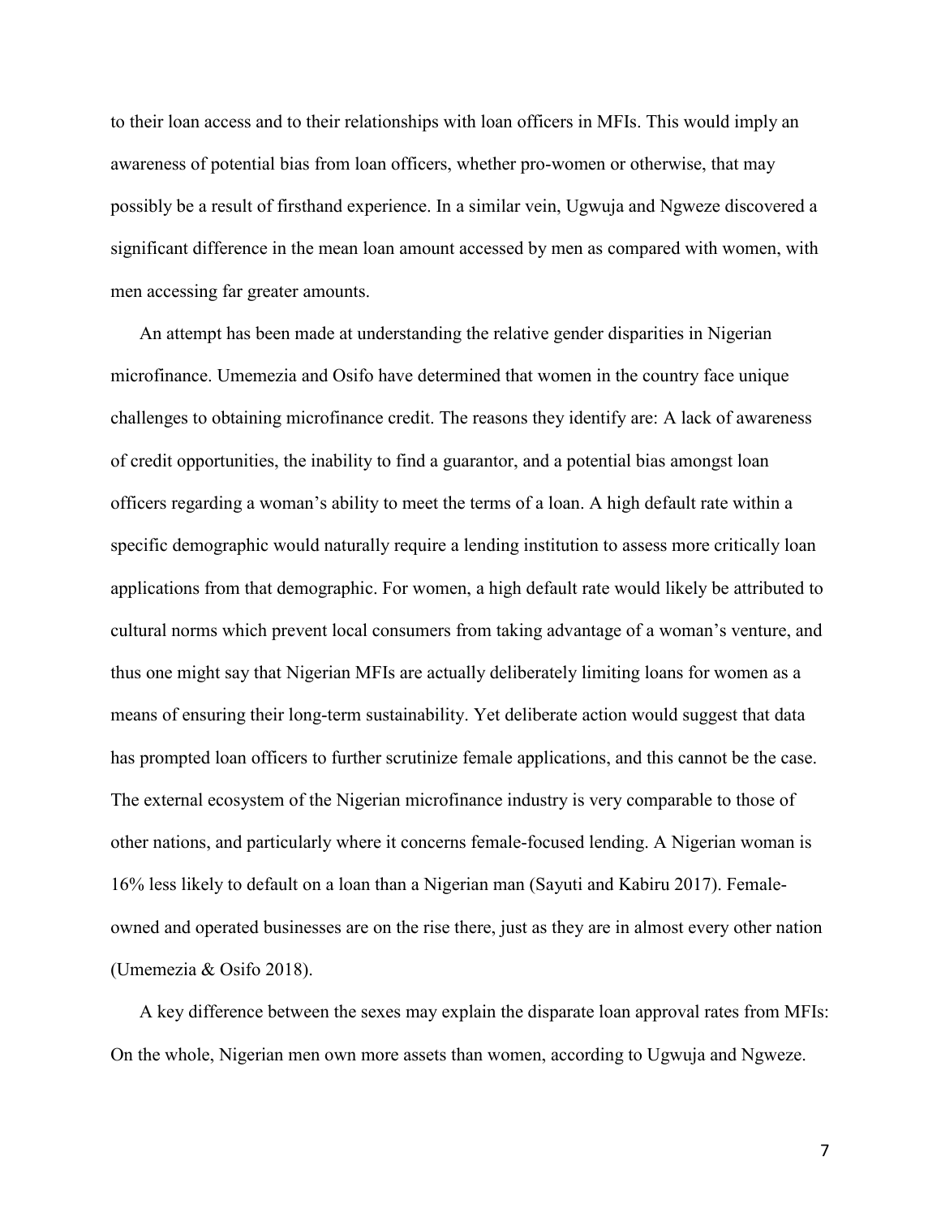to their loan access and to their relationships with loan officers in MFIs. This would imply an awareness of potential bias from loan officers, whether pro-women or otherwise, that may possibly be a result of firsthand experience. In a similar vein, Ugwuja and Ngweze discovered a significant difference in the mean loan amount accessed by men as compared with women, with men accessing far greater amounts.

An attempt has been made at understanding the relative gender disparities in Nigerian microfinance. Umemezia and Osifo have determined that women in the country face unique challenges to obtaining microfinance credit. The reasons they identify are: A lack of awareness of credit opportunities, the inability to find a guarantor, and a potential bias amongst loan officers regarding a woman's ability to meet the terms of a loan. A high default rate within a specific demographic would naturally require a lending institution to assess more critically loan applications from that demographic. For women, a high default rate would likely be attributed to cultural norms which prevent local consumers from taking advantage of a woman's venture, and thus one might say that Nigerian MFIs are actually deliberately limiting loans for women as a means of ensuring their long-term sustainability. Yet deliberate action would suggest that data has prompted loan officers to further scrutinize female applications, and this cannot be the case. The external ecosystem of the Nigerian microfinance industry is very comparable to those of other nations, and particularly where it concerns female-focused lending. A Nigerian woman is 16% less likely to default on a loan than a Nigerian man (Sayuti and Kabiru 2017). Female-owned and operated businesses are on the rise there, just as they are in almost every other nation (Umemezia & Osifo 2018).

A key difference between the sexes may explain the disparate loan approval rates from MFIs: On the whole, Nigerian men own more assets than women, according to Ugwuja and Ngweze.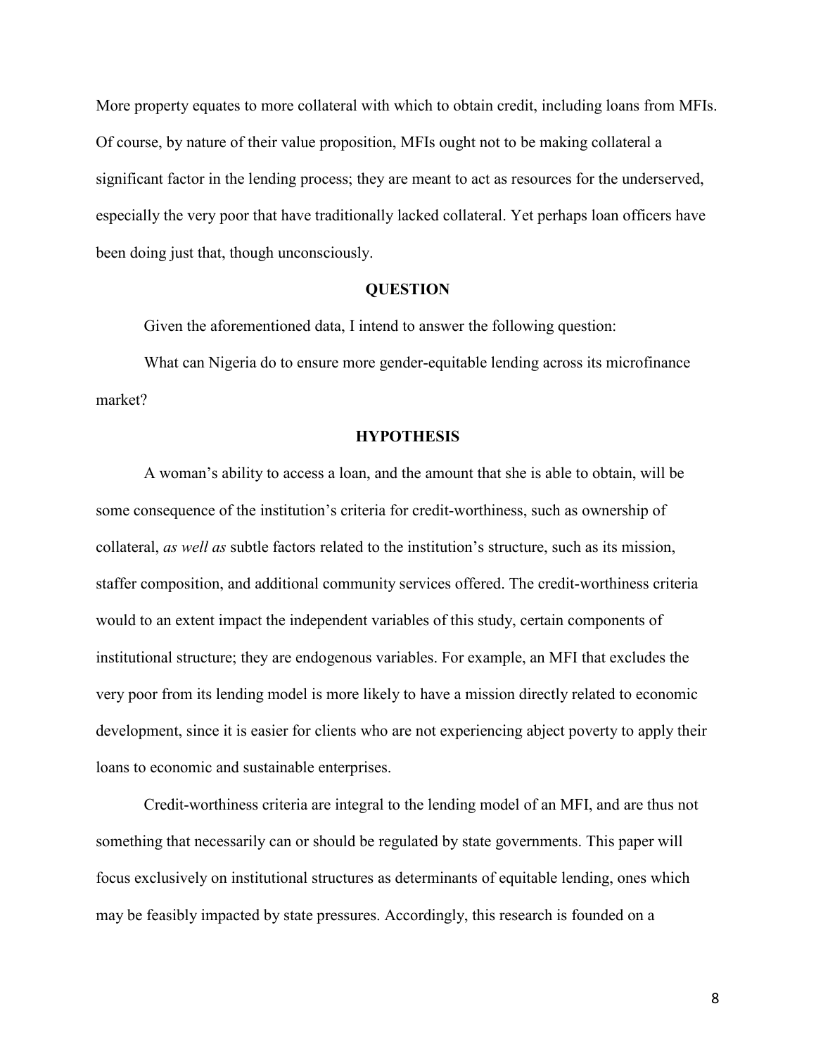More property equates to more collateral with which to obtain credit, including loans from MFIs. Of course, by nature of their value proposition, MFIs ought not to be making collateral a significant factor in the lending process; they are meant to act as resources for the underserved, especially the very poor that have traditionally lacked collateral. Yet perhaps loan officers have been doing just that, though unconsciously.

## QUESTION

Given the aforementioned data, I intend to answer the following question:

What can Nigeria do to ensure more gender-equitable lending across its microfinance market?

## HYPOTHESIS

A woman's ability to access a loan, and the amount that she is able to obtain, will be some consequence of the institution's criteria for credit-worthiness, such as ownership of collateral, *as well as* subtle factors related to the institution's structure, such as its mission, staffer composition, and additional community services offered. The credit-worthiness criteria would to an extent impact the independent variables of this study, certain components of institutional structure; they are endogenous variables. For example, an MFI that excludes the very poor from its lending model is more likely to have a mission directly related to economic development, since it is easier for clients who are not experiencing abject poverty to apply their loans to economic and sustainable enterprises.

Credit-worthiness criteria are integral to the lending model of an MFI, and are thus not something that necessarily can or should be regulated by state governments. This paper will focus exclusively on institutional structures as determinants of equitable lending, ones which may be feasibly impacted by state pressures. Accordingly, this research is founded on a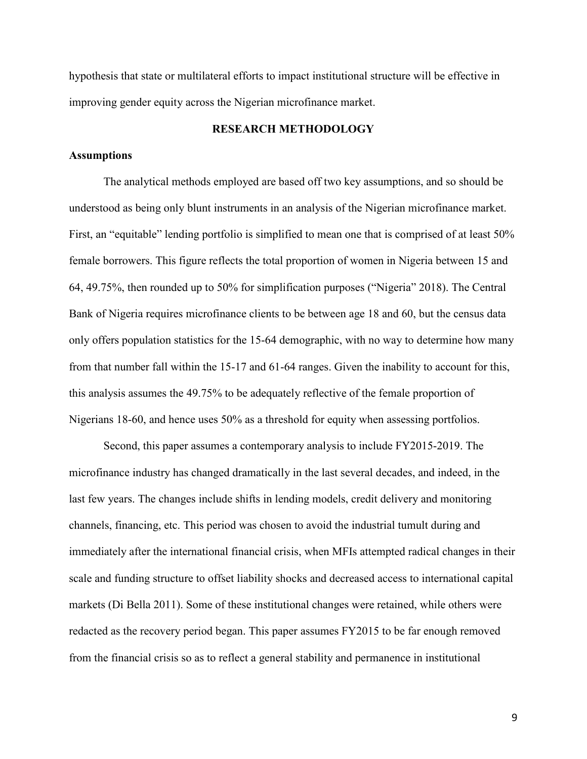hypothesis that state or multilateral efforts to impact institutional structure will be effective in improving gender equity across the Nigerian microfinance market.

## RESEARCH METHODOLOGY

### Assumptions

The analytical methods employed are based off two key assumptions, and so should be understood as being only blunt instruments in an analysis of the Nigerian microfinance market. First, an "equitable" lending portfolio is simplified to mean one that is comprised of at least 50% female borrowers. This figure reflects the total proportion of women in Nigeria between 15 and 64, 49.75%, then rounded up to 50% for simplification purposes ("Nigeria" 2018). The Central Bank of Nigeria requires microfinance clients to be between age 18 and 60, but the census data only offers population statistics for the 15-64 demographic, with no way to determine how many from that number fall within the 15-17 and 61-64 ranges. Given the inability to account for this, this analysis assumes the 49.75% to be adequately reflective of the female proportion of Nigerians 18-60, and hence uses 50% as a threshold for equity when assessing portfolios.

Second, this paper assumes a contemporary analysis to include FY2015-2019. The microfinance industry has changed dramatically in the last several decades, and indeed, in the last few years. The changes include shifts in lending models, credit delivery and monitoring channels, financing, etc. This period was chosen to avoid the industrial tumult during and immediately after the international financial crisis, when MFIs attempted radical changes in their scale and funding structure to offset liability shocks and decreased access to international capital markets (Di Bella 2011). Some of these institutional changes were retained, while others were redacted as the recovery period began. This paper assumes FY2015 to be far enough removed from the financial crisis so as to reflect a general stability and permanence in institutional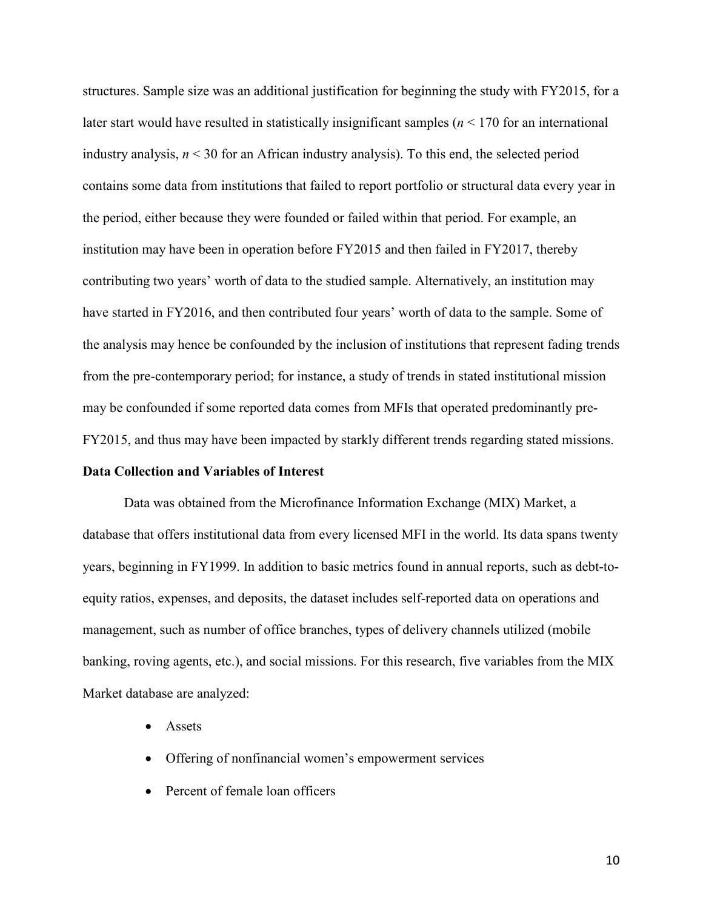structures. Sample size was an additional justification for beginning the study with FY2015, for a later start would have resulted in statistically insignificant samples ($n < 170$ for an international industry analysis, $n < 30$ for an African industry analysis). To this end, the selected period contains some data from institutions that failed to report portfolio or structural data every year in the period, either because they were founded or failed within that period. For example, an institution may have been in operation before FY2015 and then failed in FY2017, thereby contributing two years' worth of data to the studied sample. Alternatively, an institution may have started in FY2016, and then contributed four years' worth of data to the sample. Some of the analysis may hence be confounded by the inclusion of institutions that represent fading trends from the pre-contemporary period; for instance, a study of trends in stated institutional mission may be confounded if some reported data comes from MFIs that operated predominantly pre-FY2015, and thus may have been impacted by starkly different trends regarding stated missions.

### Data Collection and Variables of Interest

Data was obtained from the Microfinance Information Exchange (MIX) Market, a database that offers institutional data from every licensed MFI in the world. Its data spans twenty years, beginning in FY1999. In addition to basic metrics found in annual reports, such as debt-to-equity ratios, expenses, and deposits, the dataset includes self-reported data on operations and management, such as number of office branches, types of delivery channels utilized (mobile banking, roving agents, etc.), and social missions. For this research, five variables from the MIX Market database are analyzed:

- Assets
- Offering of nonfinancial women's empowerment services
- Percent of female loan officers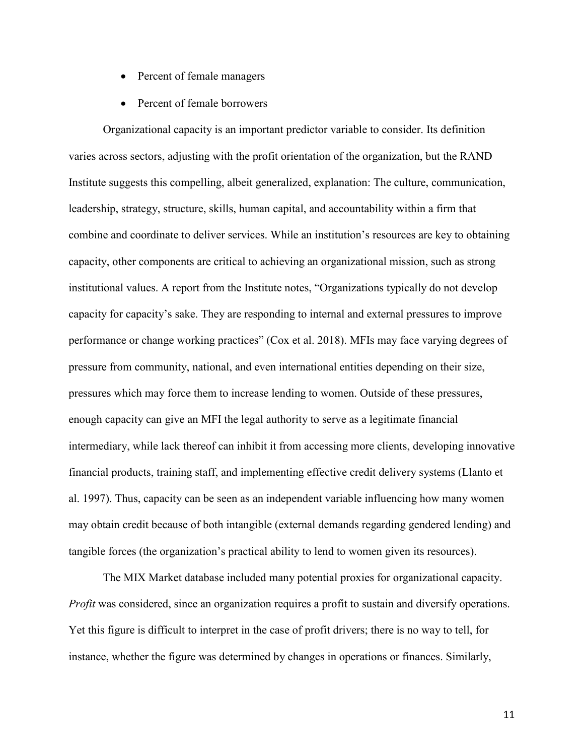- Percent of female managers
- Percent of female borrowers

Organizational capacity is an important predictor variable to consider. Its definition varies across sectors, adjusting with the profit orientation of the organization, but the RAND Institute suggests this compelling, albeit generalized, explanation: The culture, communication, leadership, strategy, structure, skills, human capital, and accountability within a firm that combine and coordinate to deliver services. While an institution's resources are key to obtaining capacity, other components are critical to achieving an organizational mission, such as strong institutional values. A report from the Institute notes, "Organizations typically do not develop capacity for capacity's sake. They are responding to internal and external pressures to improve performance or change working practices" (Cox et al. 2018). MFIs may face varying degrees of pressure from community, national, and even international entities depending on their size, pressures which may force them to increase lending to women. Outside of these pressures, enough capacity can give an MFI the legal authority to serve as a legitimate financial intermediary, while lack thereof can inhibit it from accessing more clients, developing innovative financial products, training staff, and implementing effective credit delivery systems (Llanto et al. 1997). Thus, capacity can be seen as an independent variable influencing how many women may obtain credit because of both intangible (external demands regarding gendered lending) and tangible forces (the organization's practical ability to lend to women given its resources).

The MIX Market database included many potential proxies for organizational capacity. *Profit* was considered, since an organization requires a profit to sustain and diversify operations. Yet this figure is difficult to interpret in the case of profit drivers; there is no way to tell, for instance, whether the figure was determined by changes in operations or finances. Similarly,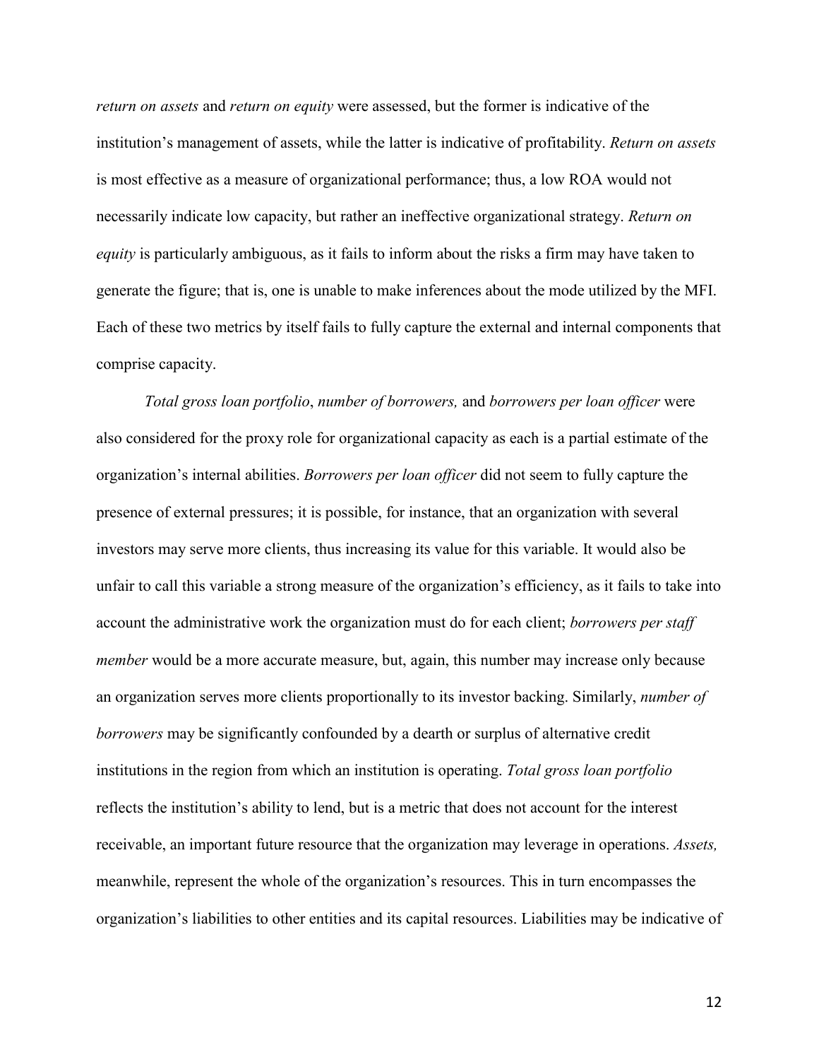*return on assets* and *return on equity* were assessed, but the former is indicative of the institution's management of assets, while the latter is indicative of profitability. *Return on assets* is most effective as a measure of organizational performance; thus, a low ROA would not necessarily indicate low capacity, but rather an ineffective organizational strategy. *Return on equity* is particularly ambiguous, as it fails to inform about the risks a firm may have taken to generate the figure; that is, one is unable to make inferences about the mode utilized by the MFI. Each of these two metrics by itself fails to fully capture the external and internal components that comprise capacity.

*Total gross loan portfolio*, *number of borrowers,* and *borrowers per loan officer* were also considered for the proxy role for organizational capacity as each is a partial estimate of the organization's internal abilities. *Borrowers per loan officer* did not seem to fully capture the presence of external pressures; it is possible, for instance, that an organization with several investors may serve more clients, thus increasing its value for this variable. It would also be unfair to call this variable a strong measure of the organization's efficiency, as it fails to take into account the administrative work the organization must do for each client; *borrowers per staff member* would be a more accurate measure, but, again, this number may increase only because an organization serves more clients proportionally to its investor backing. Similarly, *number of borrowers* may be significantly confounded by a dearth or surplus of alternative credit institutions in the region from which an institution is operating. *Total gross loan portfolio* reflects the institution's ability to lend, but is a metric that does not account for the interest receivable, an important future resource that the organization may leverage in operations. *Assets,* meanwhile, represent the whole of the organization's resources. This in turn encompasses the organization's liabilities to other entities and its capital resources. Liabilities may be indicative of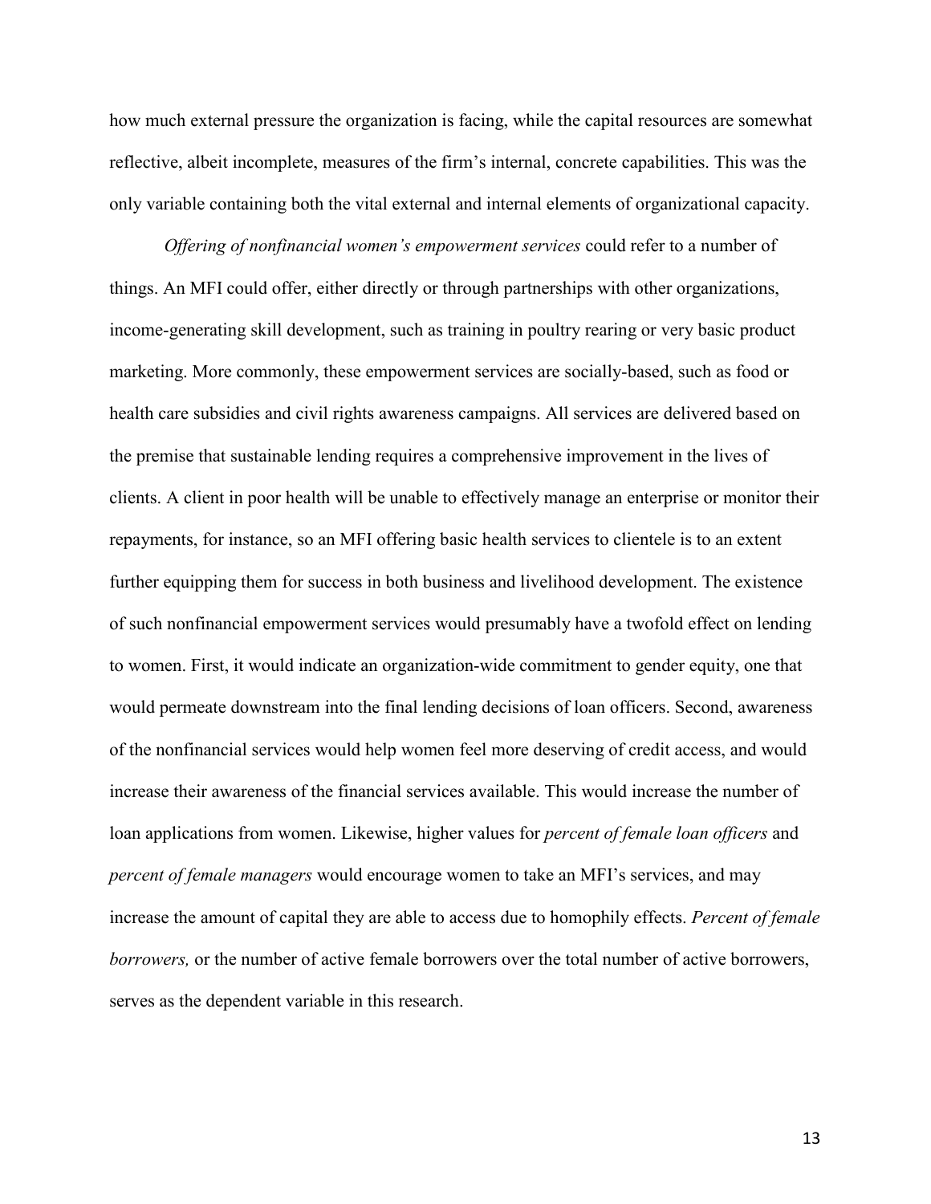how much external pressure the organization is facing, while the capital resources are somewhat reflective, albeit incomplete, measures of the firm's internal, concrete capabilities. This was the only variable containing both the vital external and internal elements of organizational capacity.

*Offering of nonfinancial women's empowerment services* could refer to a number of things. An MFI could offer, either directly or through partnerships with other organizations, income-generating skill development, such as training in poultry rearing or very basic product marketing. More commonly, these empowerment services are socially-based, such as food or health care subsidies and civil rights awareness campaigns. All services are delivered based on the premise that sustainable lending requires a comprehensive improvement in the lives of clients. A client in poor health will be unable to effectively manage an enterprise or monitor their repayments, for instance, so an MFI offering basic health services to clientele is to an extent further equipping them for success in both business and livelihood development. The existence of such nonfinancial empowerment services would presumably have a twofold effect on lending to women. First, it would indicate an organization-wide commitment to gender equity, one that would permeate downstream into the final lending decisions of loan officers. Second, awareness of the nonfinancial services would help women feel more deserving of credit access, and would increase their awareness of the financial services available. This would increase the number of loan applications from women. Likewise, higher values for *percent of female loan officers* and *percent of female managers* would encourage women to take an MFI's services, and may increase the amount of capital they are able to access due to homophily effects. *Percent of female borrowers,* or the number of active female borrowers over the total number of active borrowers, serves as the dependent variable in this research.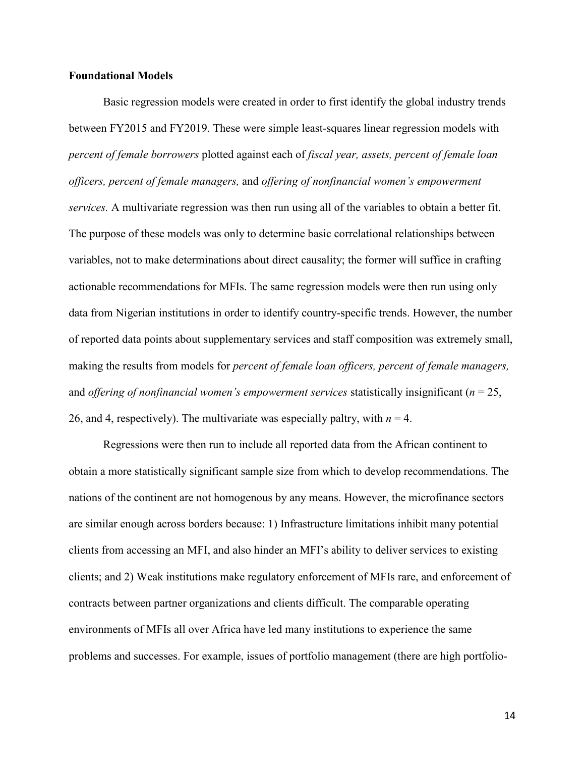**Foundational Models**

Basic regression models were created in order to first identify the global industry trends between FY2015 and FY2019. These were simple least-squares linear regression models with *percent of female borrowers* plotted against each of *fiscal year, assets, percent of female loan officers, percent of female managers,* and *offering of nonfinancial women's empowerment services.* A multivariate regression was then run using all of the variables to obtain a better fit. The purpose of these models was only to determine basic correlational relationships between variables, not to make determinations about direct causality; the former will suffice in crafting actionable recommendations for MFIs. The same regression models were then run using only data from Nigerian institutions in order to identify country-specific trends. However, the number of reported data points about supplementary services and staff composition was extremely small, making the results from models for *percent of female loan officers, percent of female managers,* and *offering of nonfinancial women's empowerment services* statistically insignificant ($n$ = 25, 26, and 4, respectively). The multivariate was especially paltry, with $n$ = 4.

Regressions were then run to include all reported data from the African continent to obtain a more statistically significant sample size from which to develop recommendations. The nations of the continent are not homogenous by any means. However, the microfinance sectors are similar enough across borders because: 1) Infrastructure limitations inhibit many potential clients from accessing an MFI, and also hinder an MFI's ability to deliver services to existing clients; and 2) Weak institutions make regulatory enforcement of MFIs rare, and enforcement of contracts between partner organizations and clients difficult. The comparable operating environments of MFIs all over Africa have led many institutions to experience the same problems and successes. For example, issues of portfolio management (there are high portfolio-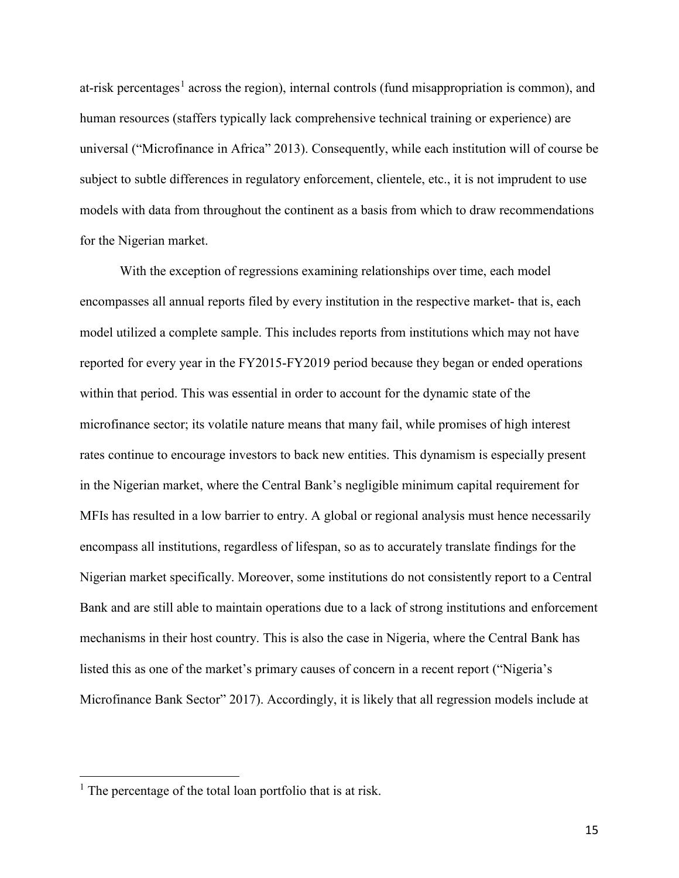at-risk percentages[1] across the region), internal controls (fund misappropriation is common), and human resources (staffers typically lack comprehensive technical training or experience) are universal ("Microfinance in Africa" 2013). Consequently, while each institution will of course be subject to subtle differences in regulatory enforcement, clientele, etc., it is not imprudent to use models with data from throughout the continent as a basis from which to draw recommendations for the Nigerian market.

With the exception of regressions examining relationships over time, each model encompasses all annual reports filed by every institution in the respective market- that is, each model utilized a complete sample. This includes reports from institutions which may not have reported for every year in the FY2015-FY2019 period because they began or ended operations within that period. This was essential in order to account for the dynamic state of the microfinance sector; its volatile nature means that many fail, while promises of high interest rates continue to encourage investors to back new entities. This dynamism is especially present in the Nigerian market, where the Central Bank's negligible minimum capital requirement for MFIs has resulted in a low barrier to entry. A global or regional analysis must hence necessarily encompass all institutions, regardless of lifespan, so as to accurately translate findings for the Nigerian market specifically. Moreover, some institutions do not consistently report to a Central Bank and are still able to maintain operations due to a lack of strong institutions and enforcement mechanisms in their host country. This is also the case in Nigeria, where the Central Bank has listed this as one of the market's primary causes of concern in a recent report ("Nigeria's Microfinance Bank Sector" 2017). Accordingly, it is likely that all regression models include at

[1] The percentage of the total loan portfolio that is at risk.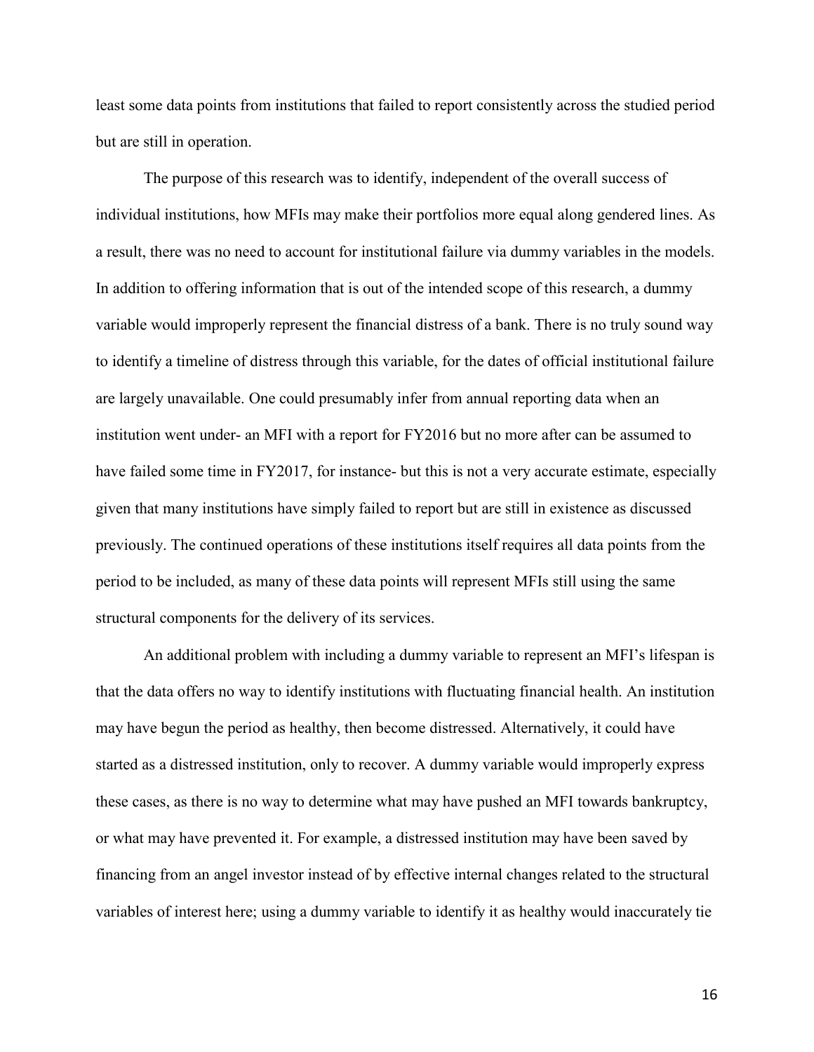least some data points from institutions that failed to report consistently across the studied period but are still in operation.

The purpose of this research was to identify, independent of the overall success of individual institutions, how MFIs may make their portfolios more equal along gendered lines. As a result, there was no need to account for institutional failure via dummy variables in the models. In addition to offering information that is out of the intended scope of this research, a dummy variable would improperly represent the financial distress of a bank. There is no truly sound way to identify a timeline of distress through this variable, for the dates of official institutional failure are largely unavailable. One could presumably infer from annual reporting data when an institution went under- an MFI with a report for FY2016 but no more after can be assumed to have failed some time in FY2017, for instance- but this is not a very accurate estimate, especially given that many institutions have simply failed to report but are still in existence as discussed previously. The continued operations of these institutions itself requires all data points from the period to be included, as many of these data points will represent MFIs still using the same structural components for the delivery of its services.

An additional problem with including a dummy variable to represent an MFI's lifespan is that the data offers no way to identify institutions with fluctuating financial health. An institution may have begun the period as healthy, then become distressed. Alternatively, it could have started as a distressed institution, only to recover. A dummy variable would improperly express these cases, as there is no way to determine what may have pushed an MFI towards bankruptcy, or what may have prevented it. For example, a distressed institution may have been saved by financing from an angel investor instead of by effective internal changes related to the structural variables of interest here; using a dummy variable to identify it as healthy would inaccurately tie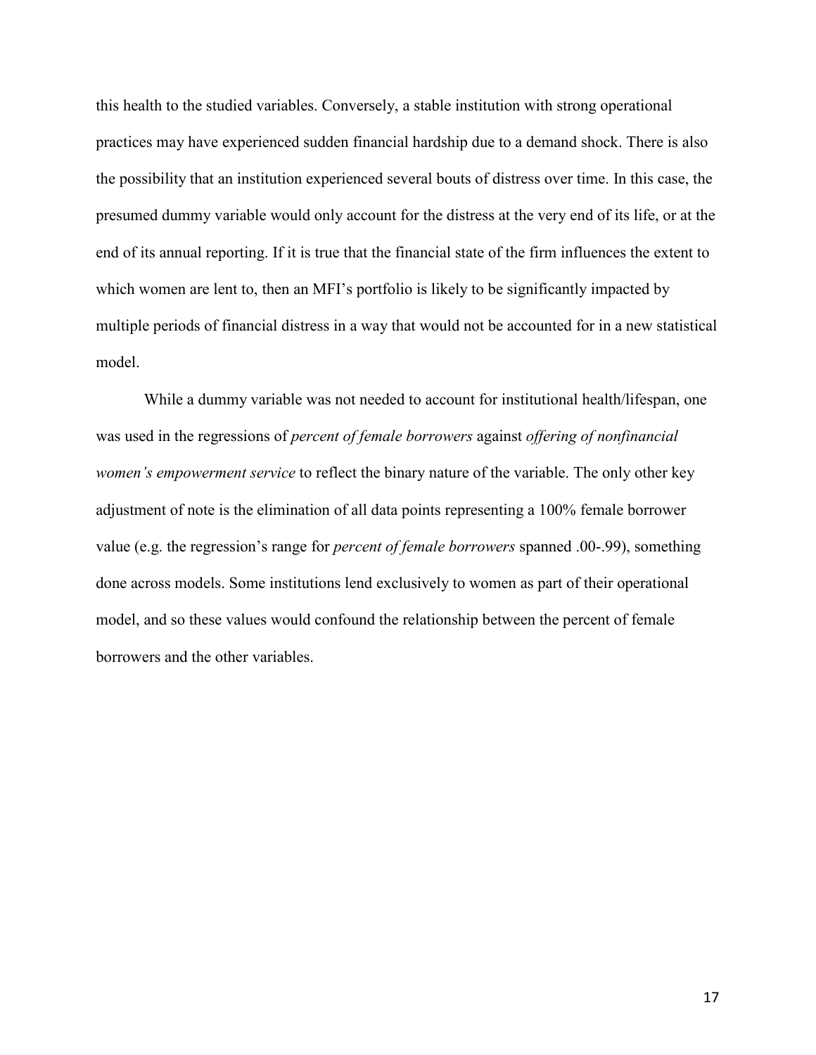this health to the studied variables. Conversely, a stable institution with strong operational practices may have experienced sudden financial hardship due to a demand shock. There is also the possibility that an institution experienced several bouts of distress over time. In this case, the presumed dummy variable would only account for the distress at the very end of its life, or at the end of its annual reporting. If it is true that the financial state of the firm influences the extent to which women are lent to, then an MFI's portfolio is likely to be significantly impacted by multiple periods of financial distress in a way that would not be accounted for in a new statistical model.

While a dummy variable was not needed to account for institutional health/lifespan, one was used in the regressions of *percent of female borrowers* against *offering of nonfinancial women's empowerment service* to reflect the binary nature of the variable. The only other key adjustment of note is the elimination of all data points representing a 100% female borrower value (e.g. the regression's range for *percent of female borrowers* spanned .00-.99), something done across models. Some institutions lend exclusively to women as part of their operational model, and so these values would confound the relationship between the percent of female borrowers and the other variables.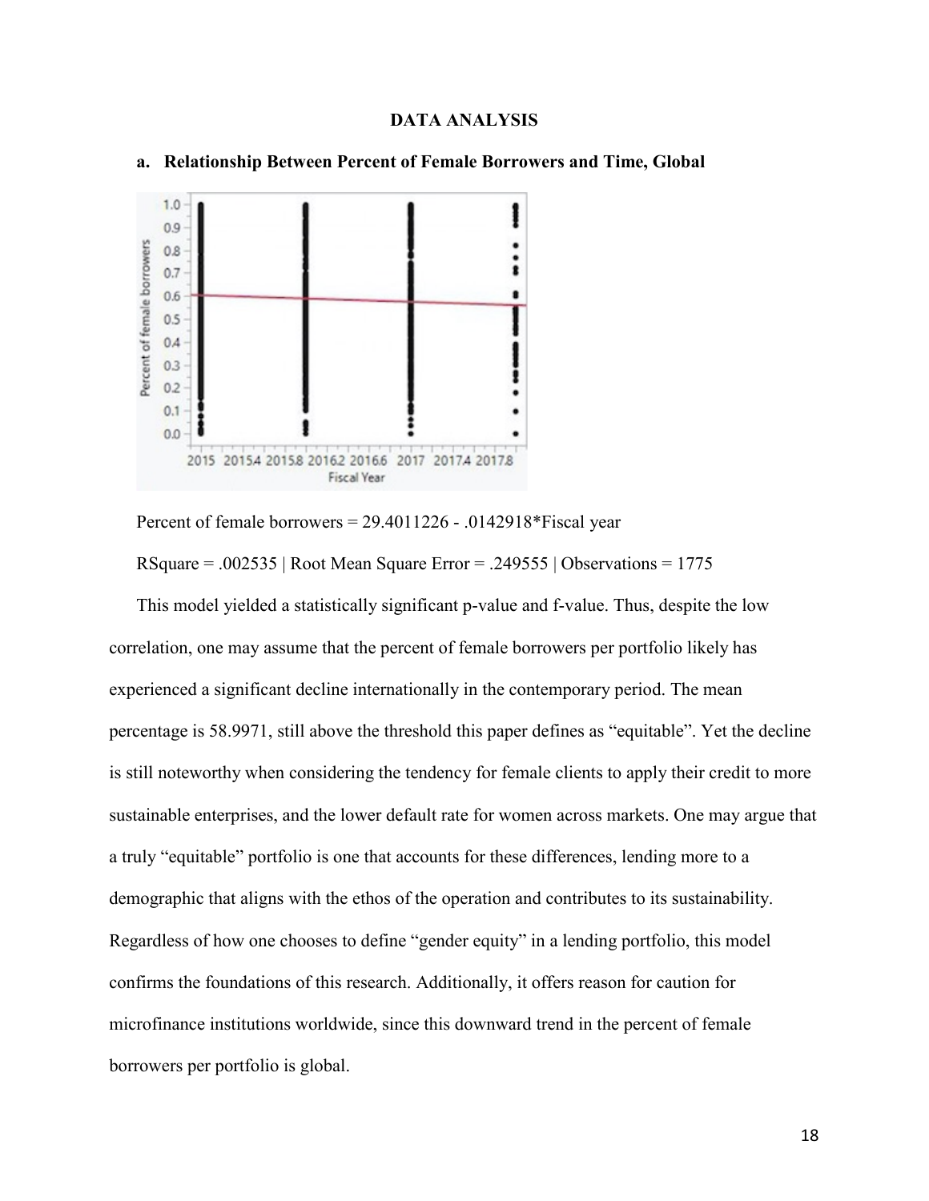## DATA ANALYSIS

### a. Relationship Between Percent of Female Borrowers and Time, Global

Percent of female borrowers = 29.4011226 - .0142918*Fiscal year

RSquare = .002535 | Root Mean Square Error = .249555 | Observations = 1775

This model yielded a statistically significant p-value and f-value. Thus, despite the low correlation, one may assume that the percent of female borrowers per portfolio likely has experienced a significant decline internationally in the contemporary period. The mean percentage is 58.9971, still above the threshold this paper defines as "equitable". Yet the decline is still noteworthy when considering the tendency for female clients to apply their credit to more sustainable enterprises, and the lower default rate for women across markets. One may argue that a truly "equitable" portfolio is one that accounts for these differences, lending more to a demographic that aligns with the ethos of the operation and contributes to its sustainability. Regardless of how one chooses to define "gender equity" in a lending portfolio, this model confirms the foundations of this research. Additionally, it offers reason for caution for microfinance institutions worldwide, since this downward trend in the percent of female borrowers per portfolio is global.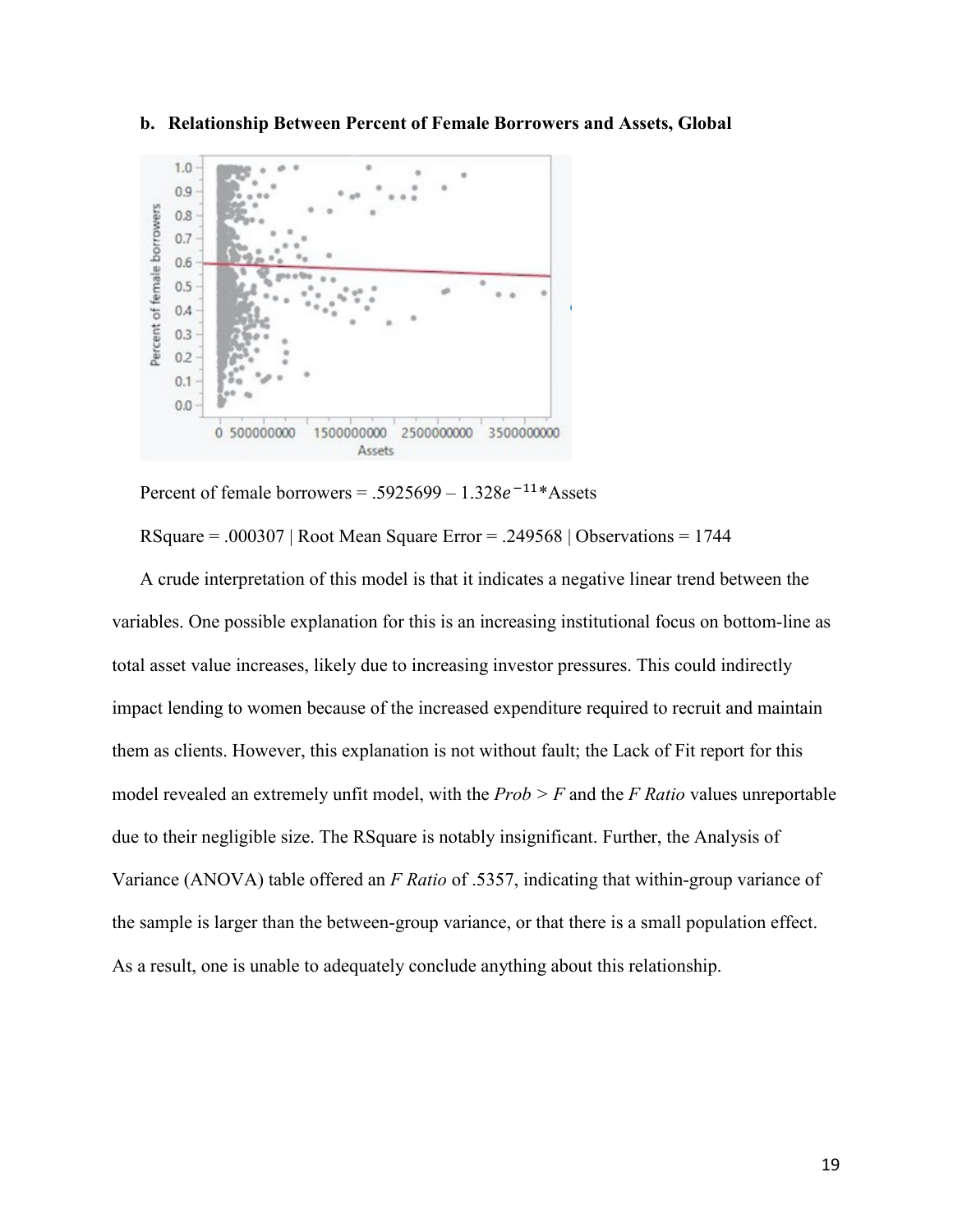**b. Relationship Between Percent of Female Borrowers and Assets, Global**

Percent of female borrowers = .5925699 – $1.328e^{-11}$*Assets

RSquare = .000307 | Root Mean Square Error = .249568 | Observations = 1744

A crude interpretation of this model is that it indicates a negative linear trend between the variables. One possible explanation for this is an increasing institutional focus on bottom-line as total asset value increases, likely due to increasing investor pressures. This could indirectly impact lending to women because of the increased expenditure required to recruit and maintain them as clients. However, this explanation is not without fault; the Lack of Fit report for this model revealed an extremely unfit model, with the *Prob > F* and the *F Ratio* values unreportable due to their negligible size. The RSquare is notably insignificant. Further, the Analysis of Variance (ANOVA) table offered an *F Ratio* of .5357, indicating that within-group variance of the sample is larger than the between-group variance, or that there is a small population effect. As a result, one is unable to adequately conclude anything about this relationship.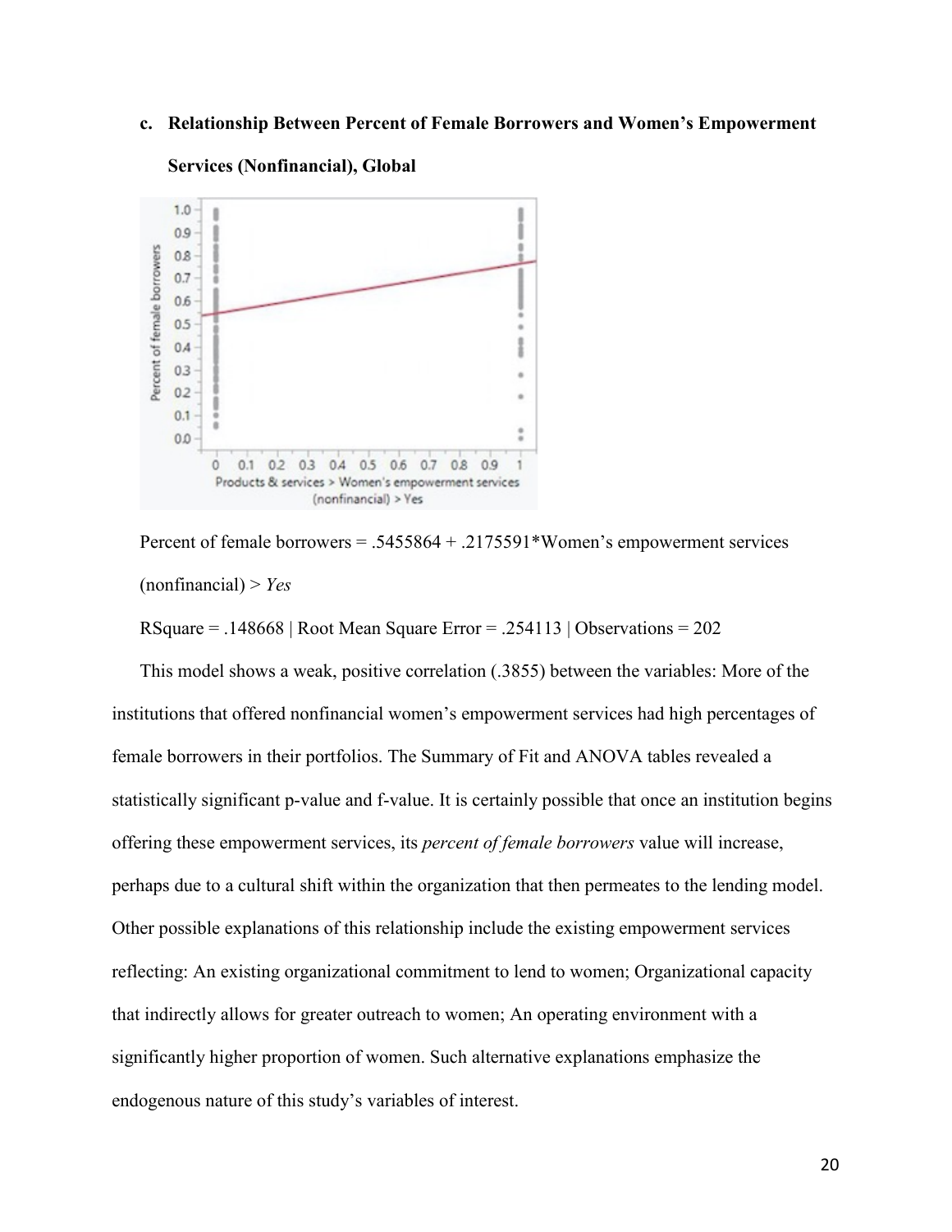### c. Relationship Between Percent of Female Borrowers and Women's Empowerment Services (Nonfinancial), Global

Percent of female borrowers = .5455864 + .2175591*Women's empowerment services (nonfinancial) > *Yes*

RSquare = .148668 | Root Mean Square Error = .254113 | Observations = 202

This model shows a weak, positive correlation (.3855) between the variables: More of the institutions that offered nonfinancial women's empowerment services had high percentages of female borrowers in their portfolios. The Summary of Fit and ANOVA tables revealed a statistically significant p-value and f-value. It is certainly possible that once an institution begins offering these empowerment services, its *percent of female borrowers* value will increase, perhaps due to a cultural shift within the organization that then permeates to the lending model. Other possible explanations of this relationship include the existing empowerment services reflecting: An existing organizational commitment to lend to women; Organizational capacity that indirectly allows for greater outreach to women; An operating environment with a significantly higher proportion of women. Such alternative explanations emphasize the endogenous nature of this study's variables of interest.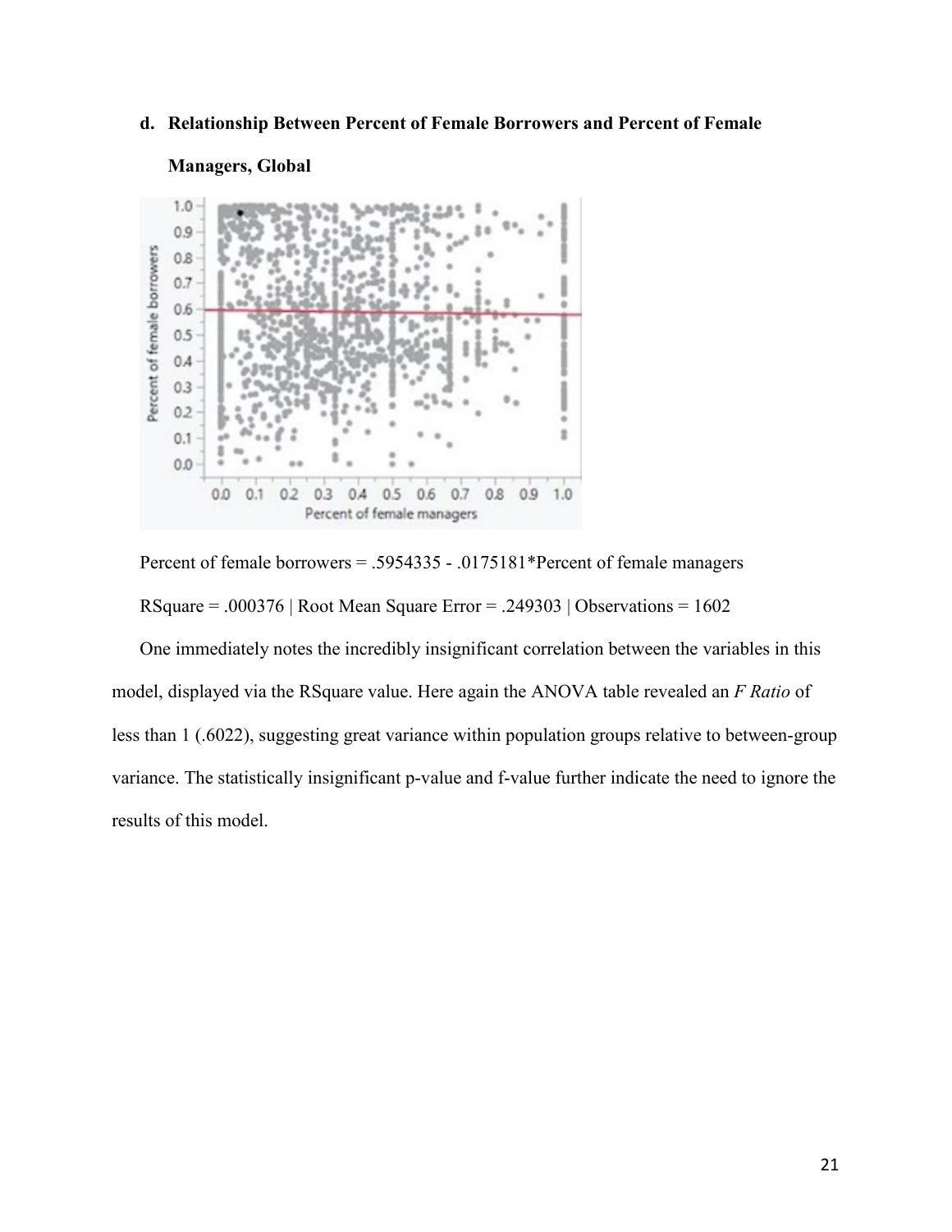**d. Relationship Between Percent of Female Borrowers and Percent of Female Managers, Global**

Percent of female borrowers = .5954335 - .0175181*Percent of female managers

RSquare = .000376 | Root Mean Square Error = .249303 | Observations = 1602

One immediately notes the incredibly insignificant correlation between the variables in this model, displayed via the RSquare value. Here again the ANOVA table revealed an *F Ratio* of less than 1 (.6022), suggesting great variance within population groups relative to between-group variance. The statistically insignificant p-value and f-value further indicate the need to ignore the results of this model.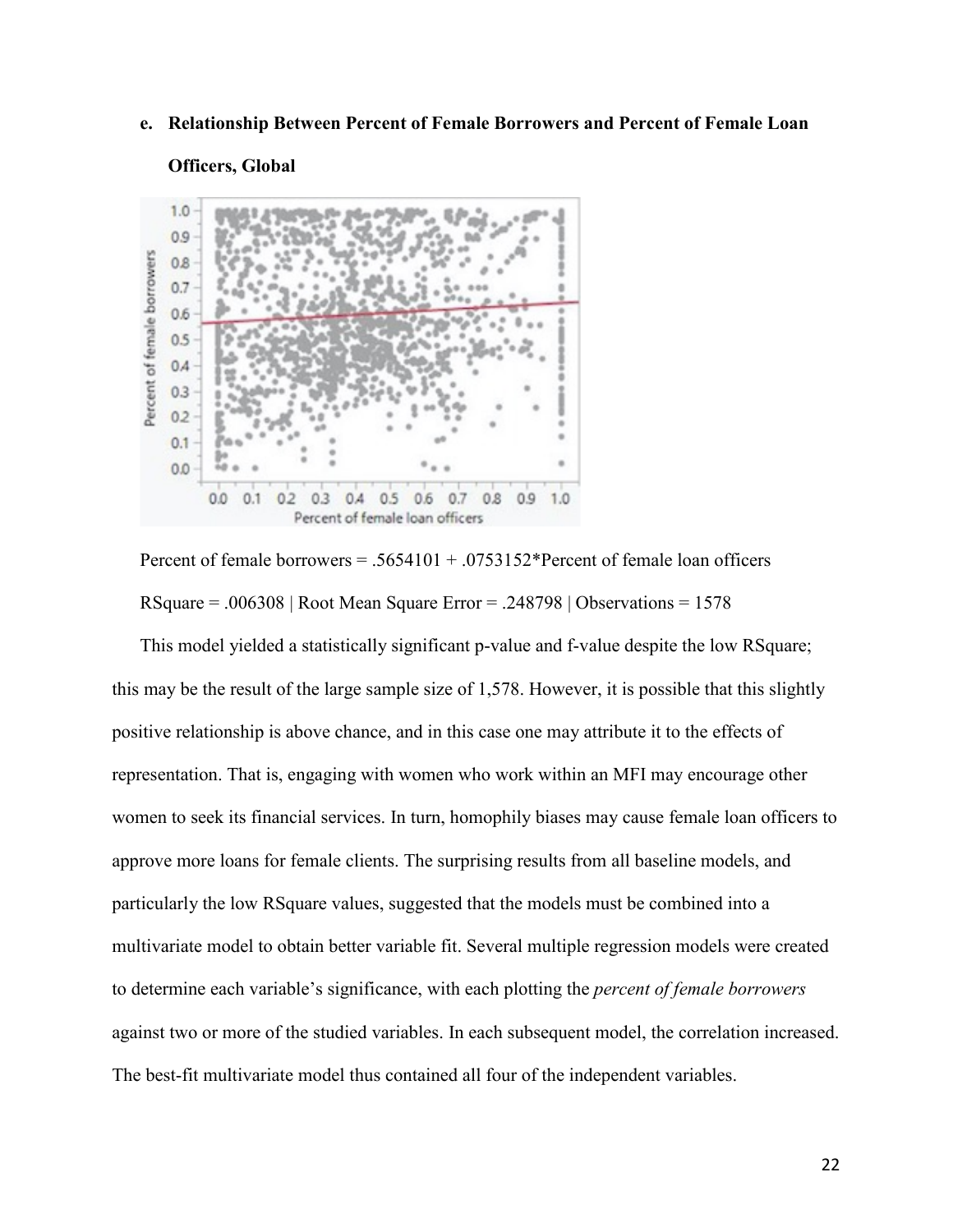**e. Relationship Between Percent of Female Borrowers and Percent of Female Loan Officers, Global**

Percent of female borrowers = .5654101 + .0753152*Percent of female loan officers

RSquare = .006308 | Root Mean Square Error = .248798 | Observations = 1578

This model yielded a statistically significant p-value and f-value despite the low RSquare; this may be the result of the large sample size of 1,578. However, it is possible that this slightly positive relationship is above chance, and in this case one may attribute it to the effects of representation. That is, engaging with women who work within an MFI may encourage other women to seek its financial services. In turn, homophily biases may cause female loan officers to approve more loans for female clients. The surprising results from all baseline models, and particularly the low RSquare values, suggested that the models must be combined into a multivariate model to obtain better variable fit. Several multiple regression models were created to determine each variable's significance, with each plotting the *percent of female borrowers* against two or more of the studied variables. In each subsequent model, the correlation increased. The best-fit multivariate model thus contained all four of the independent variables.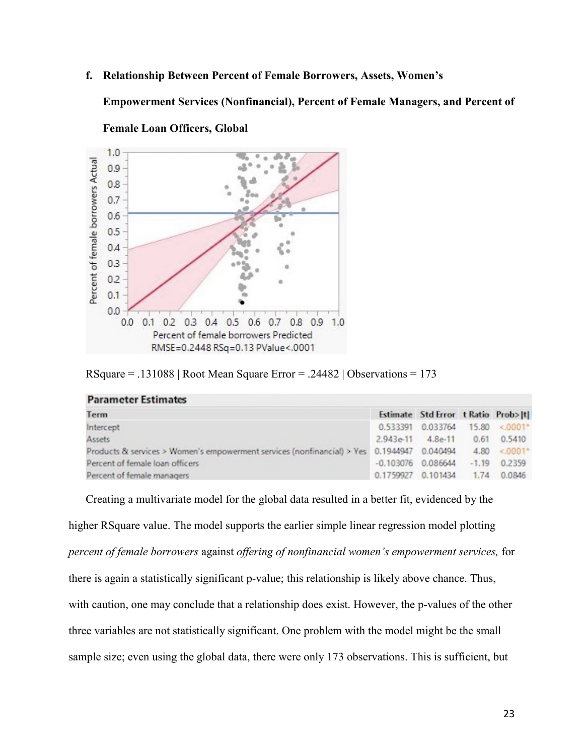f. **Relationship Between Percent of Female Borrowers, Assets, Women's Empowerment Services (Nonfinancial), Percent of Female Managers, and Percent of Female Loan Officers, Global**

RSquare = .131088 | Root Mean Square Error = .24482 | Observations = 173

**Parameter Estimates**

| Term | Estimate | Std Error | t Ratio | Prob>\|t\| |
|---|---|---|---|---|
| Intercept | 0.533391 | 0.033764 | 15.80 | <.0001* |
| Assets | 2.943e-11 | 4.8e-11 | 0.61 | 0.5410 |
| Products & services > Women's empowerment services (nonfinancial) > Yes | 0.1944947 | 0.040494 | 4.80 | <.0001* |
| Percent of female loan officers | -0.103076 | 0.086644 | -1.19 | 0.2359 |
| Percent of female managers | 0.1759927 | 0.101434 | 1.74 | 0.0846 |

Creating a multivariate model for the global data resulted in a better fit, evidenced by the higher RSquare value. The model supports the earlier simple linear regression model plotting *percent of female borrowers* against *offering of nonfinancial women's empowerment services,* for there is again a statistically significant p-value; this relationship is likely above chance. Thus, with caution, one may conclude that a relationship does exist. However, the p-values of the other three variables are not statistically significant. One problem with the model might be the small sample size; even using the global data, there were only 173 observations. This is sufficient, but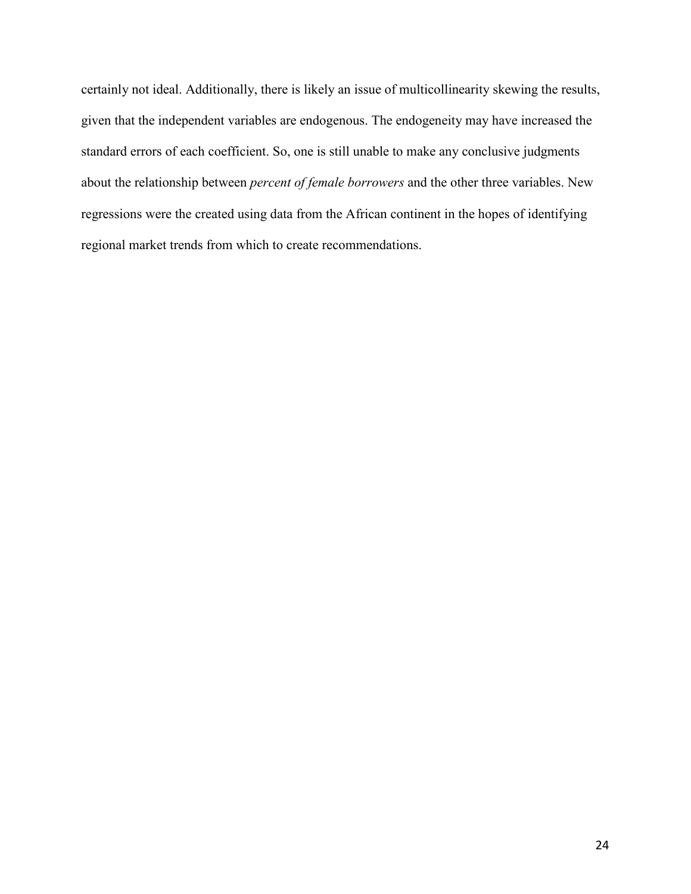certainly not ideal. Additionally, there is likely an issue of multicollinearity skewing the results, given that the independent variables are endogenous. The endogeneity may have increased the standard errors of each coefficient. So, one is still unable to make any conclusive judgments about the relationship between *percent of female borrowers* and the other three variables. New regressions were the created using data from the African continent in the hopes of identifying regional market trends from which to create recommendations.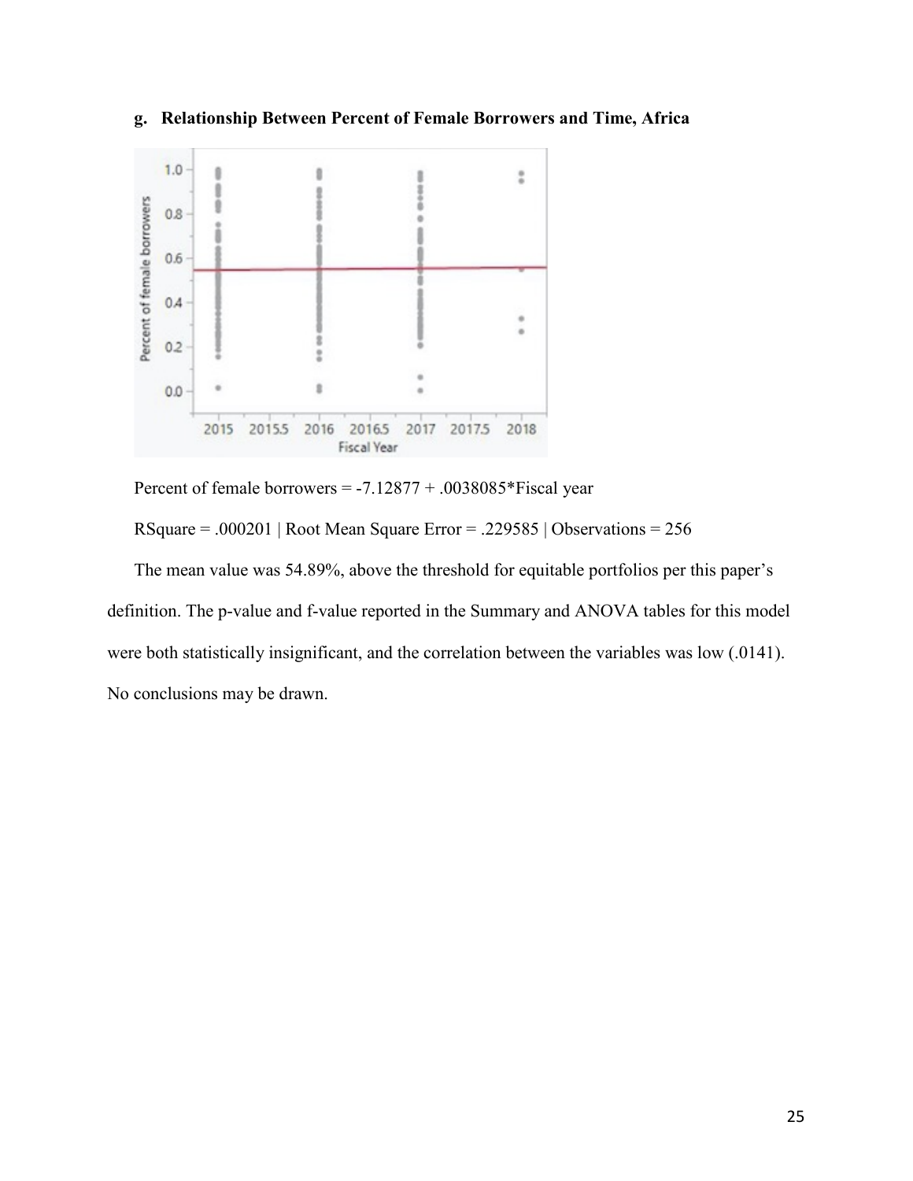**g. Relationship Between Percent of Female Borrowers and Time, Africa**

Percent of female borrowers = -7.12877 + .0038085*Fiscal year

RSquare = .000201 | Root Mean Square Error = .229585 | Observations = 256

The mean value was 54.89%, above the threshold for equitable portfolios per this paper's definition. The p-value and f-value reported in the Summary and ANOVA tables for this model were both statistically insignificant, and the correlation between the variables was low (.0141). No conclusions may be drawn.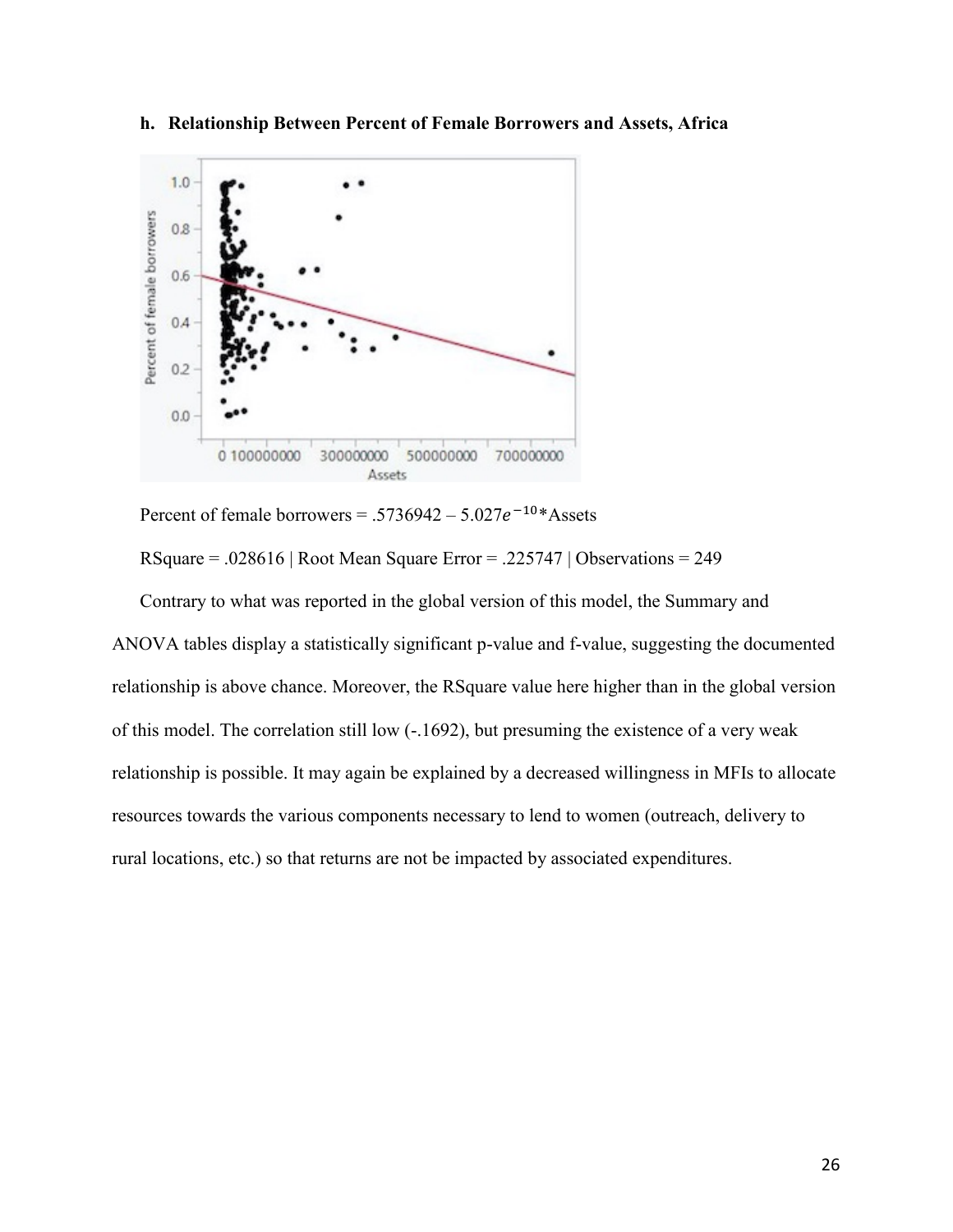### h. Relationship Between Percent of Female Borrowers and Assets, Africa

Percent of female borrowers = .5736942 – $5.027e^{-10}$*Assets

RSquare = .028616 | Root Mean Square Error = .225747 | Observations = 249

Contrary to what was reported in the global version of this model, the Summary and ANOVA tables display a statistically significant p-value and f-value, suggesting the documented relationship is above chance. Moreover, the RSquare value here higher than in the global version of this model. The correlation still low (-.1692), but presuming the existence of a very weak relationship is possible. It may again be explained by a decreased willingness in MFIs to allocate resources towards the various components necessary to lend to women (outreach, delivery to rural locations, etc.) so that returns are not be impacted by associated expenditures.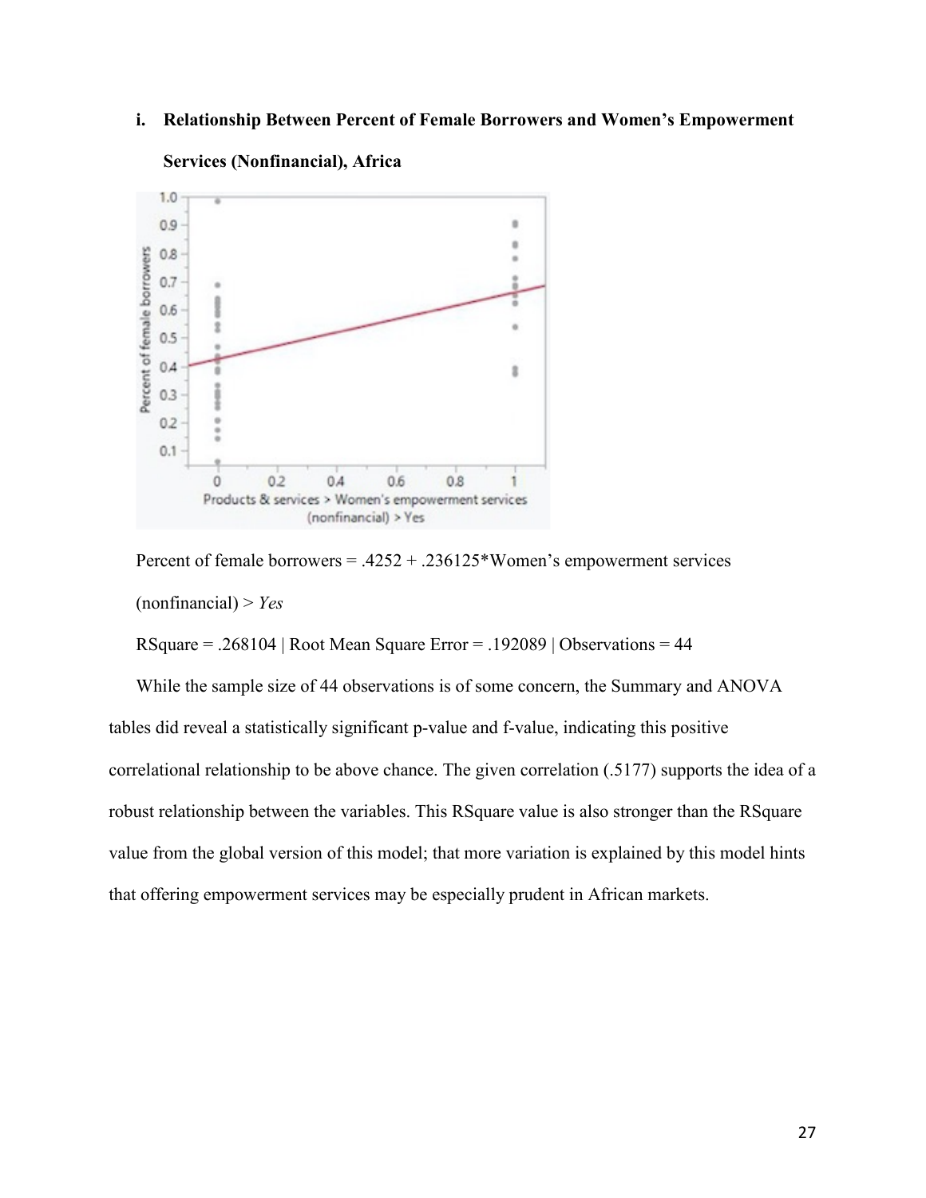i. **Relationship Between Percent of Female Borrowers and Women's Empowerment Services (Nonfinancial), Africa**

Percent of female borrowers = .4252 + .236125*Women's empowerment services (nonfinancial) > *Yes*

RSquare = .268104 | Root Mean Square Error = .192089 | Observations = 44

While the sample size of 44 observations is of some concern, the Summary and ANOVA tables did reveal a statistically significant p-value and f-value, indicating this positive correlational relationship to be above chance. The given correlation (.5177) supports the idea of a robust relationship between the variables. This RSquare value is also stronger than the RSquare value from the global version of this model; that more variation is explained by this model hints that offering empowerment services may be especially prudent in African markets.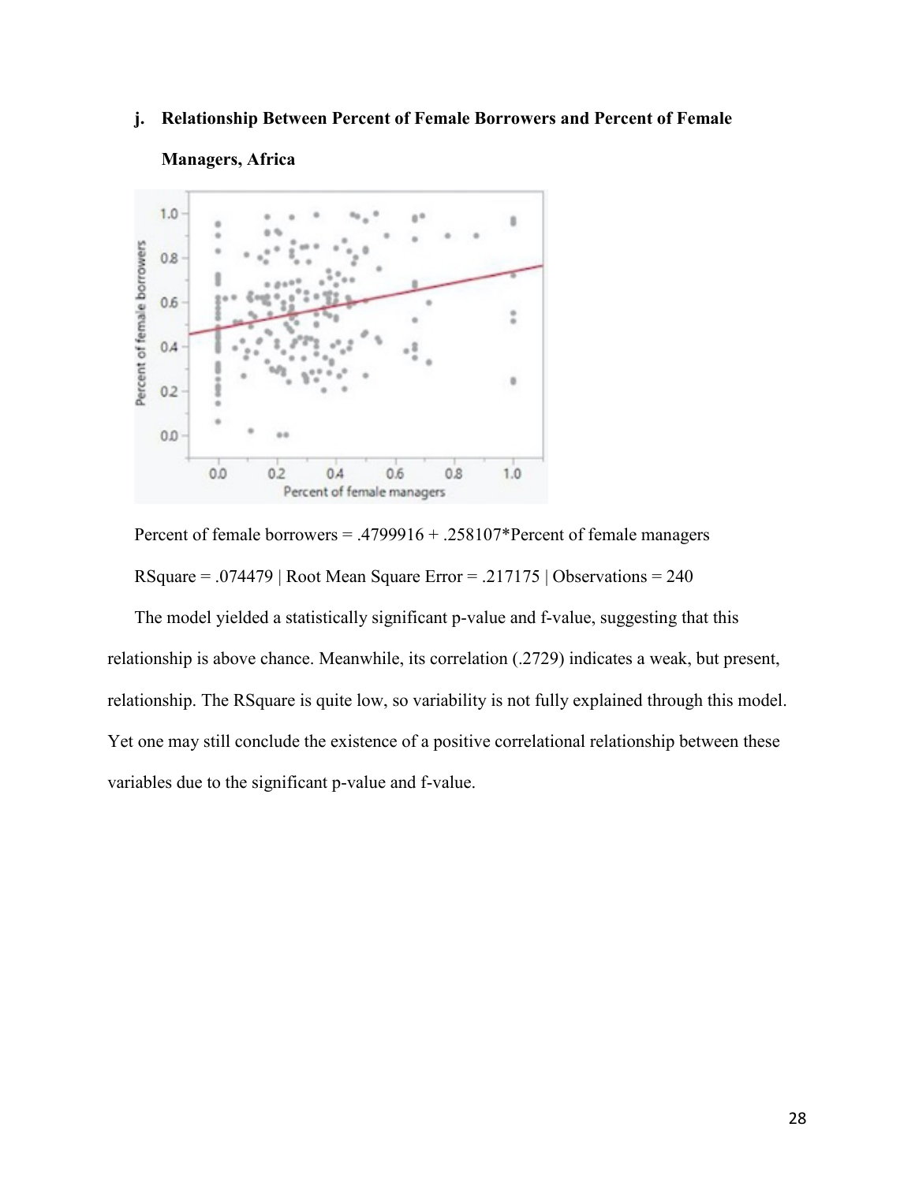**j. Relationship Between Percent of Female Borrowers and Percent of Female Managers, Africa**

Percent of female borrowers = .4799916 + .258107*Percent of female managers

RSquare = .074479 | Root Mean Square Error = .217175 | Observations = 240

The model yielded a statistically significant p-value and f-value, suggesting that this relationship is above chance. Meanwhile, its correlation (.2729) indicates a weak, but present, relationship. The RSquare is quite low, so variability is not fully explained through this model. Yet one may still conclude the existence of a positive correlational relationship between these variables due to the significant p-value and f-value.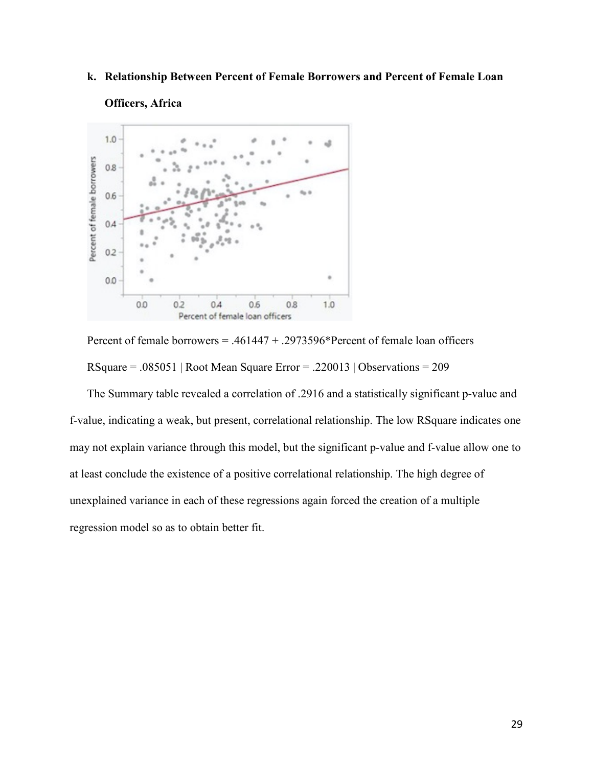**k. Relationship Between Percent of Female Borrowers and Percent of Female Loan Officers, Africa**

Percent of female borrowers = .461447 + .2973596*Percent of female loan officers

RSquare = .085051 | Root Mean Square Error = .220013 | Observations = 209

The Summary table revealed a correlation of .2916 and a statistically significant p-value and f-value, indicating a weak, but present, correlational relationship. The low RSquare indicates one may not explain variance through this model, but the significant p-value and f-value allow one to at least conclude the existence of a positive correlational relationship. The high degree of unexplained variance in each of these regressions again forced the creation of a multiple regression model so as to obtain better fit.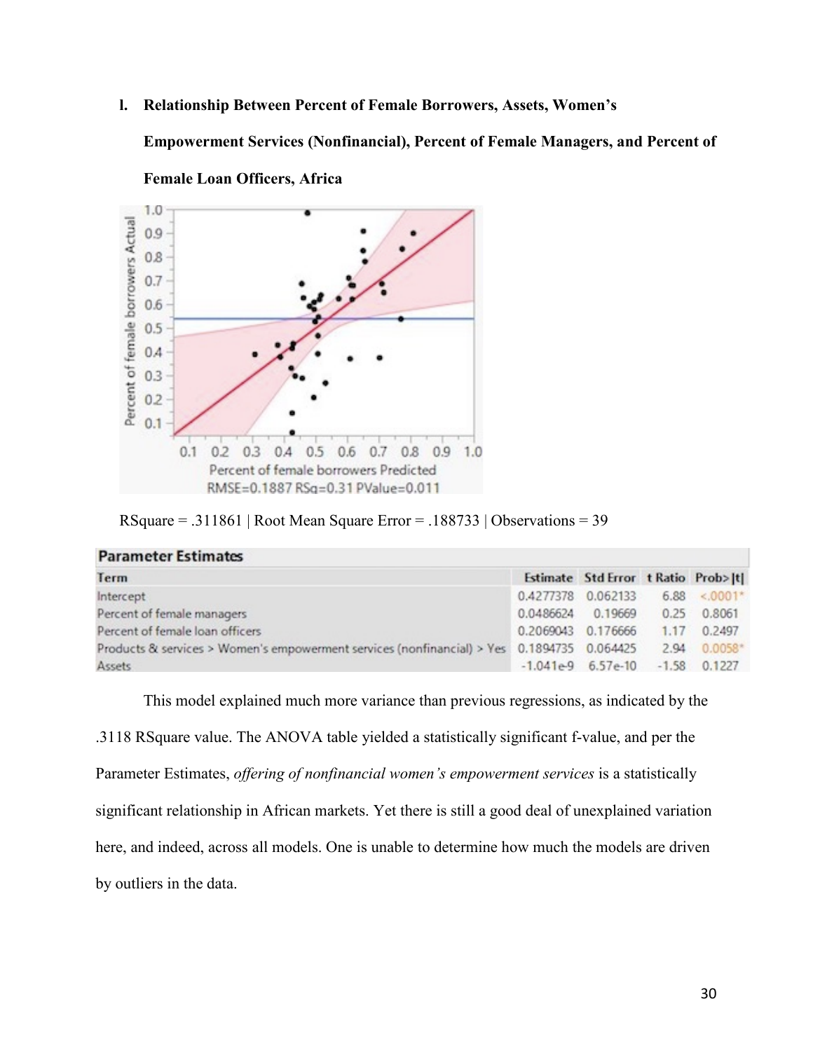### l. Relationship Between Percent of Female Borrowers, Assets, Women's Empowerment Services (Nonfinancial), Percent of Female Managers, and Percent of Female Loan Officers, Africa

RSquare = .311861 | Root Mean Square Error = .188733 | Observations = 39

**Parameter Estimates**

| Term | Estimate | Std Error | t Ratio | Prob>\|t\| |
|---|---|---|---|---|
| Intercept | 0.4277378 | 0.062133 | 6.88 | <.0001* |
| Percent of female managers | 0.0486624 | 0.19669 | 0.25 | 0.8061 |
| Percent of female loan officers | 0.2069043 | 0.176666 | 1.17 | 0.2497 |
| Products & services > Women's empowerment services (nonfinancial) > Yes | 0.1894735 | 0.064425 | 2.94 | 0.0058* |
| Assets | -1.041e-9 | 6.57e-10 | -1.58 | 0.1227 |

This model explained much more variance than previous regressions, as indicated by the .3118 RSquare value. The ANOVA table yielded a statistically significant f-value, and per the Parameter Estimates, *offering of nonfinancial women's empowerment services* is a statistically significant relationship in African markets. Yet there is still a good deal of unexplained variation here, and indeed, across all models. One is unable to determine how much the models are driven by outliers in the data.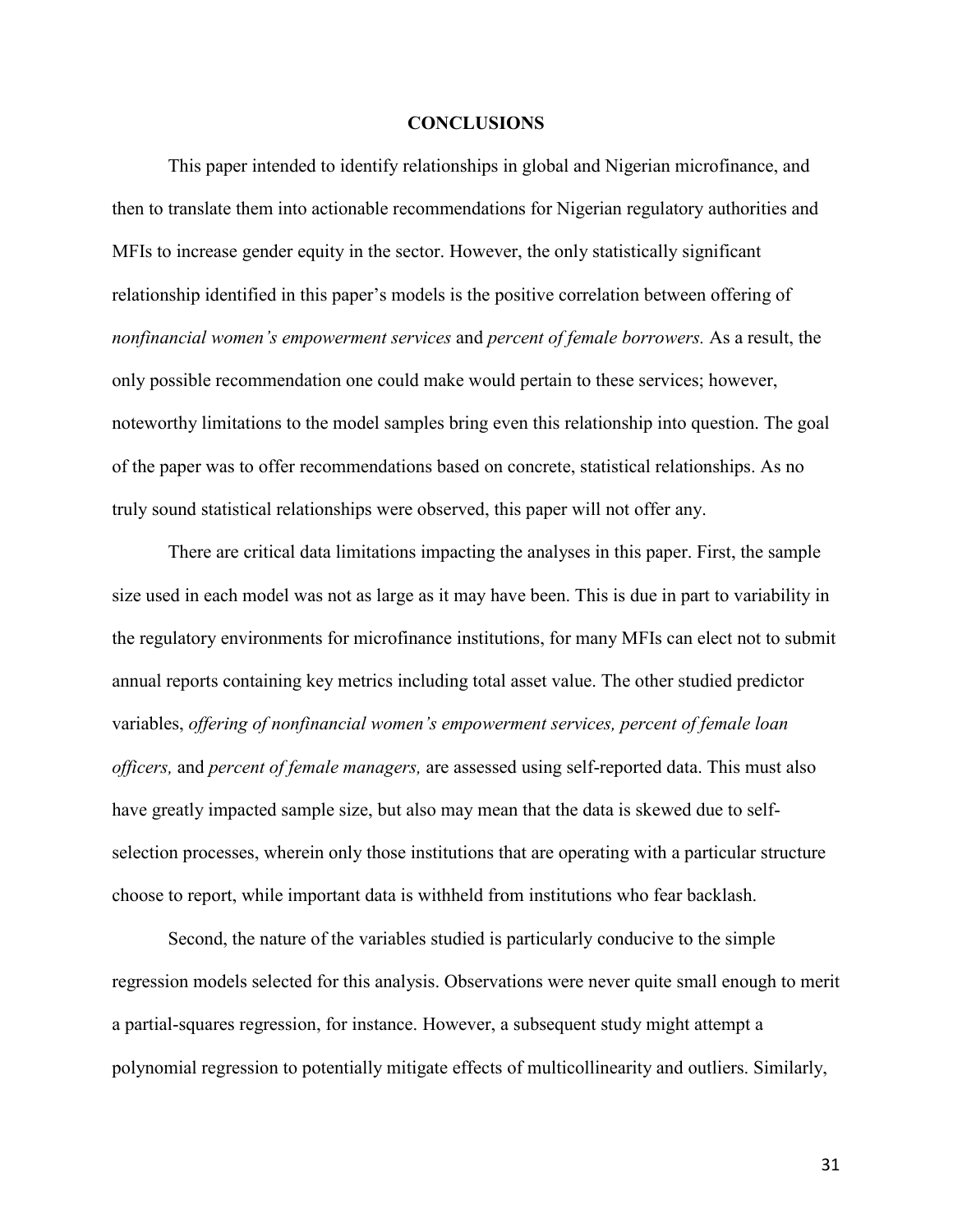# CONCLUSIONS

This paper intended to identify relationships in global and Nigerian microfinance, and then to translate them into actionable recommendations for Nigerian regulatory authorities and MFIs to increase gender equity in the sector. However, the only statistically significant relationship identified in this paper's models is the positive correlation between offering of *nonfinancial women's empowerment services* and *percent of female borrowers.* As a result, the only possible recommendation one could make would pertain to these services; however, noteworthy limitations to the model samples bring even this relationship into question. The goal of the paper was to offer recommendations based on concrete, statistical relationships. As no truly sound statistical relationships were observed, this paper will not offer any.

There are critical data limitations impacting the analyses in this paper. First, the sample size used in each model was not as large as it may have been. This is due in part to variability in the regulatory environments for microfinance institutions, for many MFIs can elect not to submit annual reports containing key metrics including total asset value. The other studied predictor variables, *offering of nonfinancial women's empowerment services, percent of female loan officers,* and *percent of female managers,* are assessed using self-reported data. This must also have greatly impacted sample size, but also may mean that the data is skewed due to self-selection processes, wherein only those institutions that are operating with a particular structure choose to report, while important data is withheld from institutions who fear backlash.

Second, the nature of the variables studied is particularly conducive to the simple regression models selected for this analysis. Observations were never quite small enough to merit a partial-squares regression, for instance. However, a subsequent study might attempt a polynomial regression to potentially mitigate effects of multicollinearity and outliers. Similarly,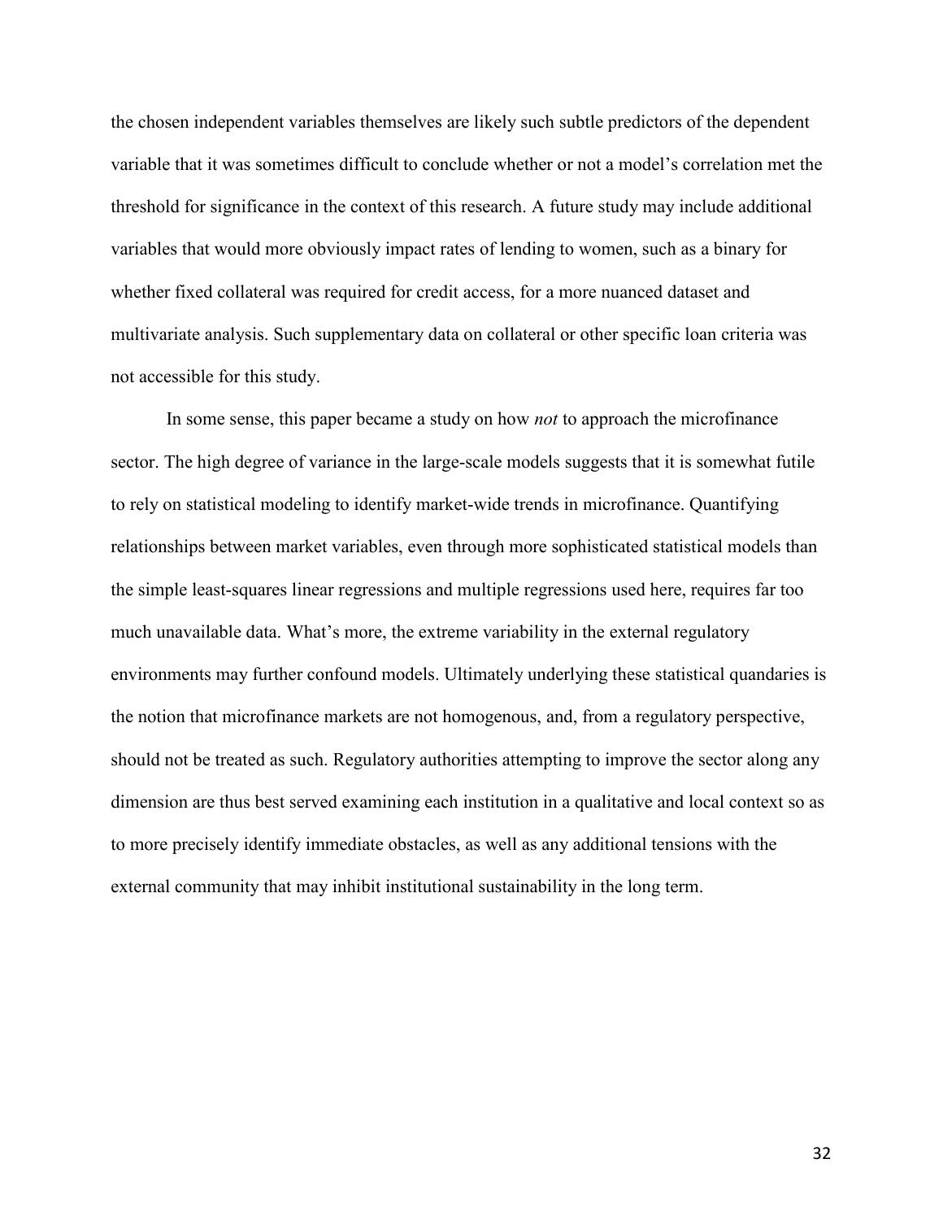the chosen independent variables themselves are likely such subtle predictors of the dependent variable that it was sometimes difficult to conclude whether or not a model's correlation met the threshold for significance in the context of this research. A future study may include additional variables that would more obviously impact rates of lending to women, such as a binary for whether fixed collateral was required for credit access, for a more nuanced dataset and multivariate analysis. Such supplementary data on collateral or other specific loan criteria was not accessible for this study.

In some sense, this paper became a study on how *not* to approach the microfinance sector. The high degree of variance in the large-scale models suggests that it is somewhat futile to rely on statistical modeling to identify market-wide trends in microfinance. Quantifying relationships between market variables, even through more sophisticated statistical models than the simple least-squares linear regressions and multiple regressions used here, requires far too much unavailable data. What's more, the extreme variability in the external regulatory environments may further confound models. Ultimately underlying these statistical quandaries is the notion that microfinance markets are not homogenous, and, from a regulatory perspective, should not be treated as such. Regulatory authorities attempting to improve the sector along any dimension are thus best served examining each institution in a qualitative and local context so as to more precisely identify immediate obstacles, as well as any additional tensions with the external community that may inhibit institutional sustainability in the long term.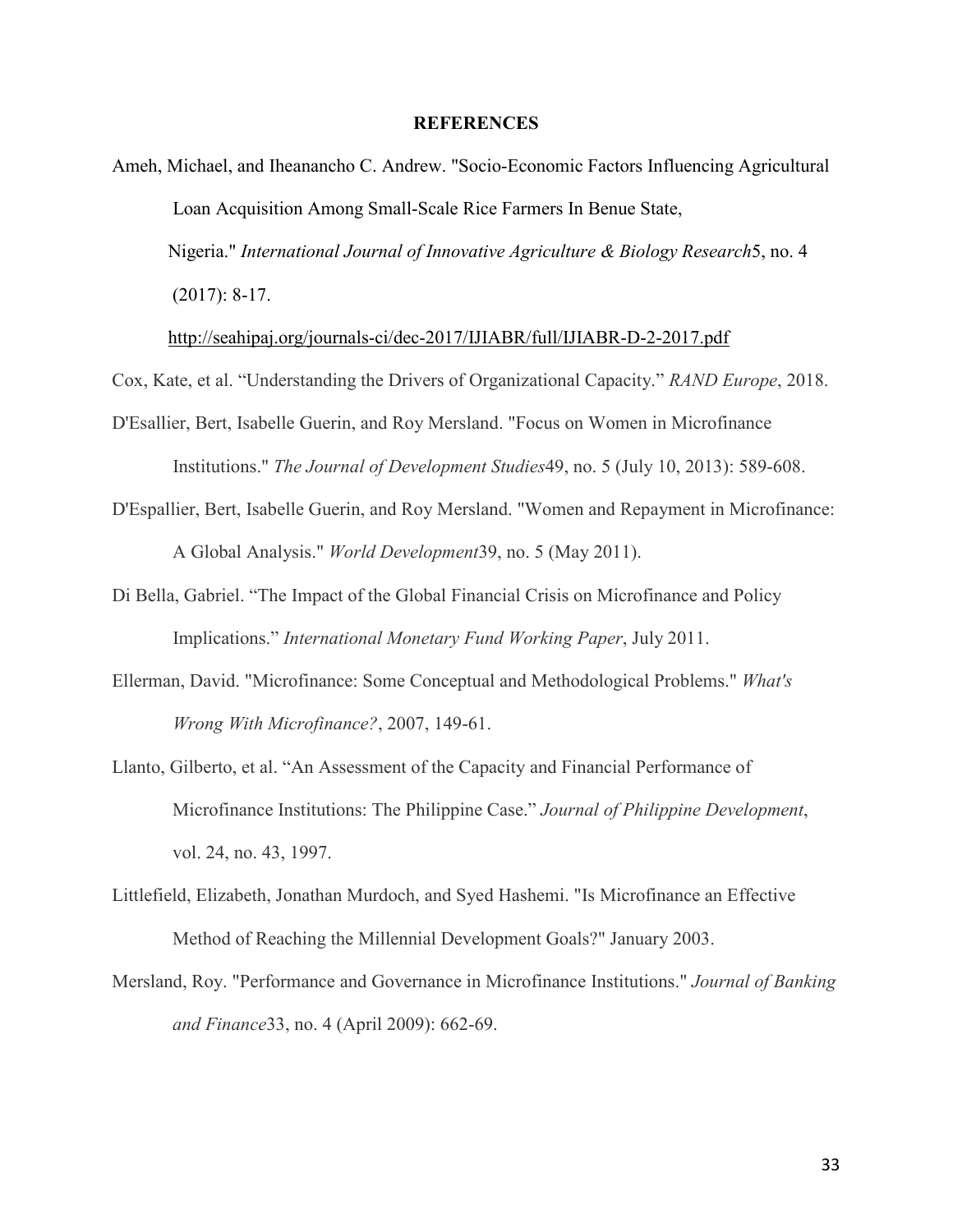## REFERENCES

Ameh, Michael, and Iheanancho C. Andrew. "Socio-Economic Factors Influencing Agricultural Loan Acquisition Among Small-Scale Rice Farmers In Benue State, Nigeria." *International Journal of Innovative Agriculture & Biology Research*5, no. 4 (2017): 8-17. http://seahipaj.org/journals-ci/dec-2017/IJIABR/full/IJIABR-D-2-2017.pdf

Cox, Kate, et al. "Understanding the Drivers of Organizational Capacity." *RAND Europe*, 2018.

D'Esallier, Bert, Isabelle Guerin, and Roy Mersland. "Focus on Women in Microfinance Institutions." *The Journal of Development Studies*49, no. 5 (July 10, 2013): 589-608.

D'Espallier, Bert, Isabelle Guerin, and Roy Mersland. "Women and Repayment in Microfinance: A Global Analysis." *World Development*39, no. 5 (May 2011).

Di Bella, Gabriel. "The Impact of the Global Financial Crisis on Microfinance and Policy Implications." *International Monetary Fund Working Paper*, July 2011.

Ellerman, David. "Microfinance: Some Conceptual and Methodological Problems." *What's Wrong With Microfinance?*, 2007, 149-61.

Llanto, Gilberto, et al. "An Assessment of the Capacity and Financial Performance of Microfinance Institutions: The Philippine Case." *Journal of Philippine Development*, vol. 24, no. 43, 1997.

Littlefield, Elizabeth, Jonathan Murdoch, and Syed Hashemi. "Is Microfinance an Effective Method of Reaching the Millennial Development Goals?" January 2003.

Mersland, Roy. "Performance and Governance in Microfinance Institutions." *Journal of Banking and Finance*33, no. 4 (April 2009): 662-69.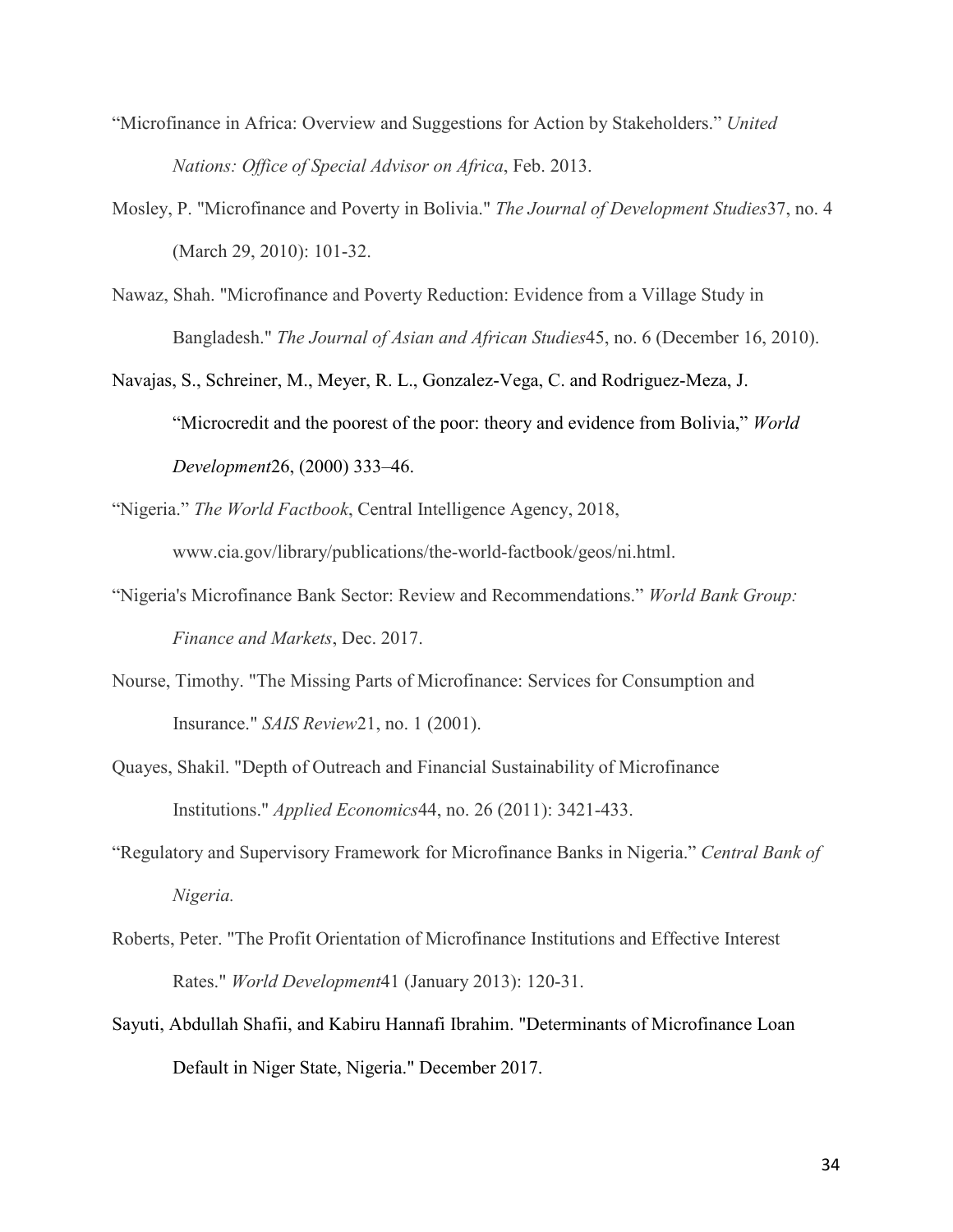“Microfinance in Africa: Overview and Suggestions for Action by Stakeholders.” *United Nations: Office of Special Advisor on Africa*, Feb. 2013.

Mosley, P. "Microfinance and Poverty in Bolivia." *The Journal of Development Studies*37, no. 4 (March 29, 2010): 101-32.

Nawaz, Shah. "Microfinance and Poverty Reduction: Evidence from a Village Study in Bangladesh." *The Journal of Asian and African Studies*45, no. 6 (December 16, 2010).

Navajas, S., Schreiner, M., Meyer, R. L., Gonzalez-Vega, C. and Rodriguez-Meza, J. “Microcredit and the poorest of the poor: theory and evidence from Bolivia,” *World Development*26, (2000) 333–46.

“Nigeria.” *The World Factbook*, Central Intelligence Agency, 2018, www.cia.gov/library/publications/the-world-factbook/geos/ni.html.

“Nigeria's Microfinance Bank Sector: Review and Recommendations.” *World Bank Group: Finance and Markets*, Dec. 2017.

Nourse, Timothy. "The Missing Parts of Microfinance: Services for Consumption and Insurance." *SAIS Review*21, no. 1 (2001).

Quayes, Shakil. "Depth of Outreach and Financial Sustainability of Microfinance Institutions." *Applied Economics*44, no. 26 (2011): 3421-433.

“Regulatory and Supervisory Framework for Microfinance Banks in Nigeria.” *Central Bank of Nigeria.*

Roberts, Peter. "The Profit Orientation of Microfinance Institutions and Effective Interest Rates." *World Development*41 (January 2013): 120-31.

Sayuti, Abdullah Shafii, and Kabiru Hannafi Ibrahim. "Determinants of Microfinance Loan Default in Niger State, Nigeria." December 2017.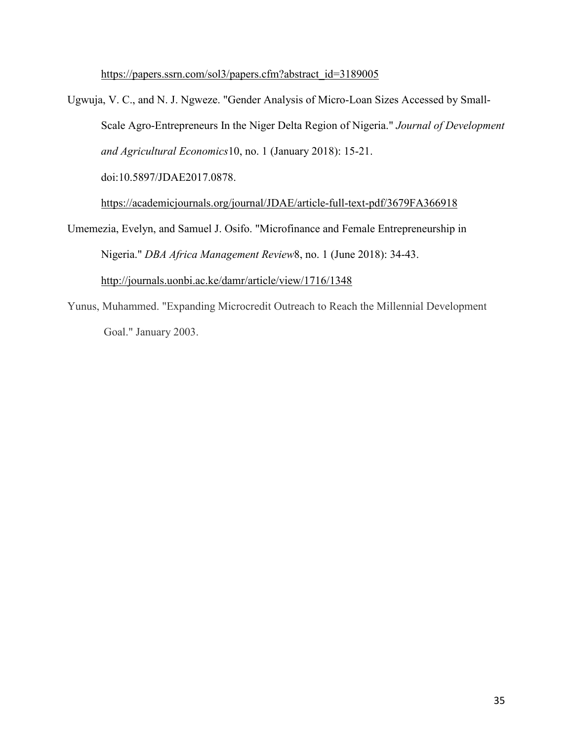https://papers.ssrn.com/sol3/papers.cfm?abstract_id=3189005

Ugwuja, V. C., and N. J. Ngweze. "Gender Analysis of Micro-Loan Sizes Accessed by Small-Scale Agro-Entrepreneurs In the Niger Delta Region of Nigeria." *Journal of Development and Agricultural Economics*10, no. 1 (January 2018): 15-21. doi:10.5897/JDAE2017.0878. https://academicjournals.org/journal/JDAE/article-full-text-pdf/3679FA366918

Umemezia, Evelyn, and Samuel J. Osifo. "Microfinance and Female Entrepreneurship in Nigeria." *DBA Africa Management Review*8, no. 1 (June 2018): 34-43. http://journals.uonbi.ac.ke/damr/article/view/1716/1348

Yunus, Muhammed. "Expanding Microcredit Outreach to Reach the Millennial Development Goal." January 2003.